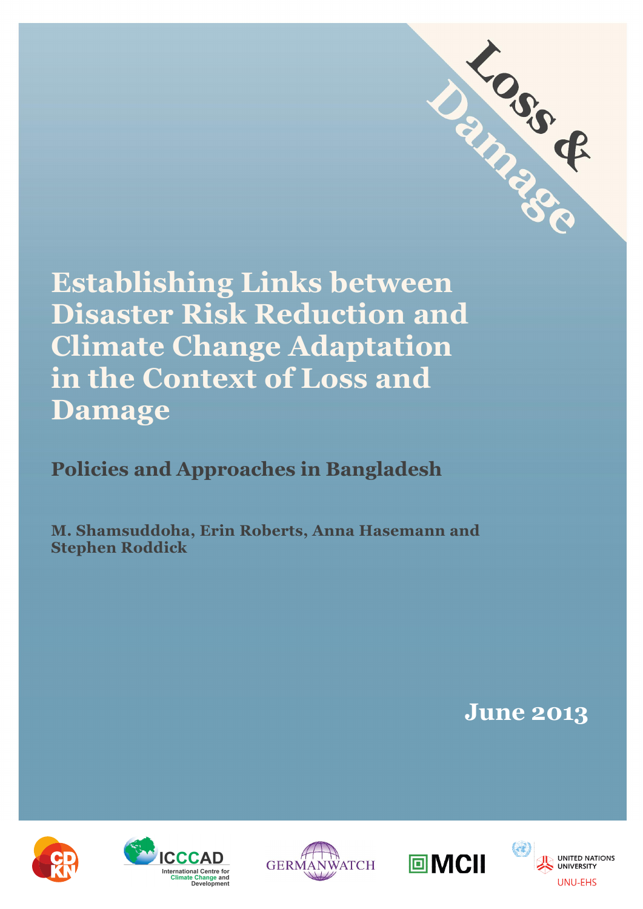Loss & Damage

# Establishing Links between Disaster Risk Reduction and Climate Change Adaptation in the Context of Loss and Damage

## Policies and Approaches in Bangladesh

**M. Shamsuddoha, Erin Roberts, Anna Hasemann and Stephen Roddick**

**June 2013**

CDKN

ICCCAD International Centre for Climate Change and Development

GERMANWATCH

MCII

UNITED NATIONS UNIVERSITY UNU-EHS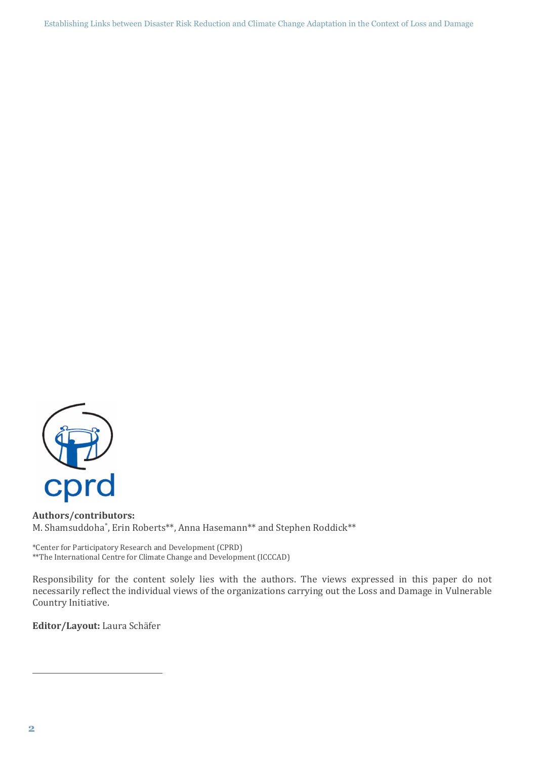**Authors/contributors:**
M. Shamsuddoha*, Erin Roberts**, Anna Hasemann** and Stephen Roddick**

*Center for Participatory Research and Development (CPRD)
**The International Centre for Climate Change and Development (ICCCAD)

Responsibility for the content solely lies with the authors. The views expressed in this paper do not necessarily reflect the individual views of the organizations carrying out the Loss and Damage in Vulnerable Country Initiative.

**Editor/Layout:** Laura Schäfer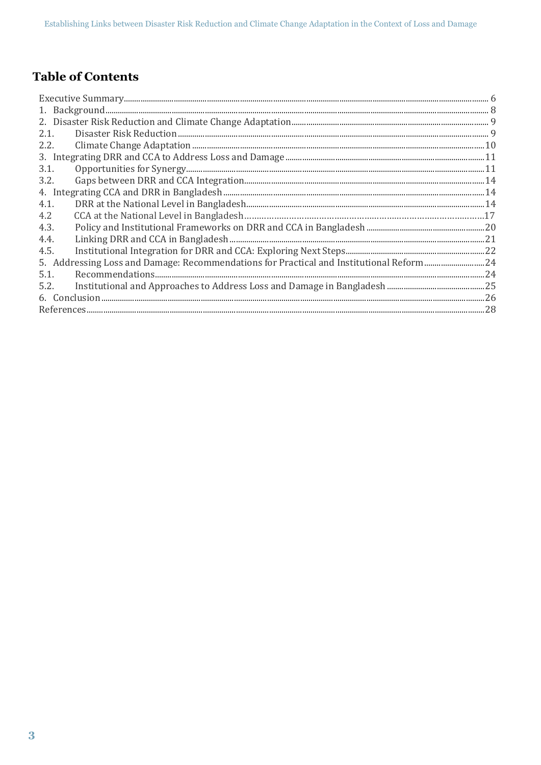# Table of Contents

| | |
|---|---|
| Executive Summary | 6 |
| 1. Background | 8 |
| 2. Disaster Risk Reduction and Climate Change Adaptation | 9 |
| 2.1. Disaster Risk Reduction | 9 |
| 2.2. Climate Change Adaptation | 10 |
| 3. Integrating DRR and CCA to Address Loss and Damage | 11 |
| 3.1. Opportunities for Synergy | 11 |
| 3.2. Gaps between DRR and CCA Integration | 14 |
| 4. Integrating CCA and DRR in Bangladesh | 14 |
| 4.1. DRR at the National Level in Bangladesh | 14 |
| 4.2 CCA at the National Level in Bangladesh | 17 |
| 4.3. Policy and Institutional Frameworks on DRR and CCA in Bangladesh | 20 |
| 4.4. Linking DRR and CCA in Bangladesh | 21 |
| 4.5. Institutional Integration for DRR and CCA: Exploring Next Steps | 22 |
| 5. Addressing Loss and Damage: Recommendations for Practical and Institutional Reform | 24 |
| 5.1. Recommendations | 24 |
| 5.2. Institutional and Approaches to Address Loss and Damage in Bangladesh | 25 |
| 6. Conclusion | 26 |
| References | 28 |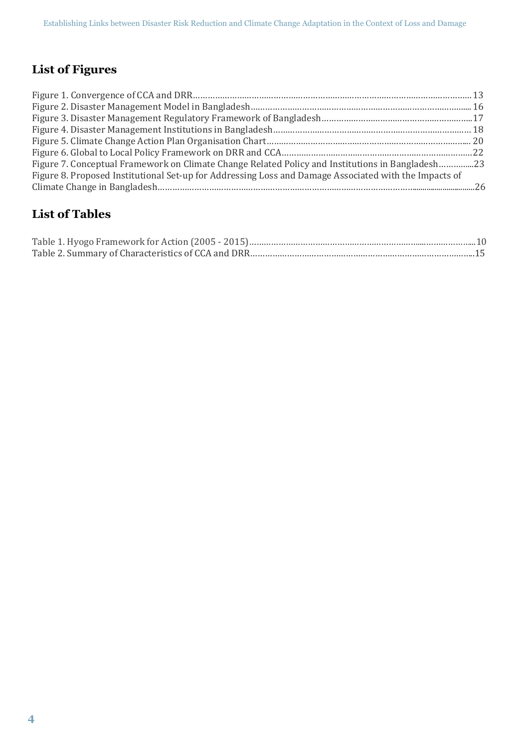## List of Figures

Figure 1. Convergence of CCA and DRR.......................................................................................................13
Figure 2. Disaster Management Model in Bangladesh..............................................................................16
Figure 3. Disaster Management Regulatory Framework of Bangladesh...................................................17
Figure 4. Disaster Management Institutions in Bangladesh.......................................................................18
Figure 5. Climate Change Action Plan Organisation Chart........................................................................20
Figure 6. Global to Local Policy Framework on DRR and CCA..................................................................22
Figure 7. Conceptual Framework on Climate Change Related Policy and Institutions in Bangladesh..............23
Figure 8. Proposed Institutional Set-up for Addressing Loss and Damage Associated with the Impacts of Climate Change in Bangladesh.......................................................................................................26

## List of Tables

Table 1. Hyogo Framework for Action (2005 - 2015)...................................................................................10
Table 2. Summary of Characteristics of CCA and DRR................................................................................15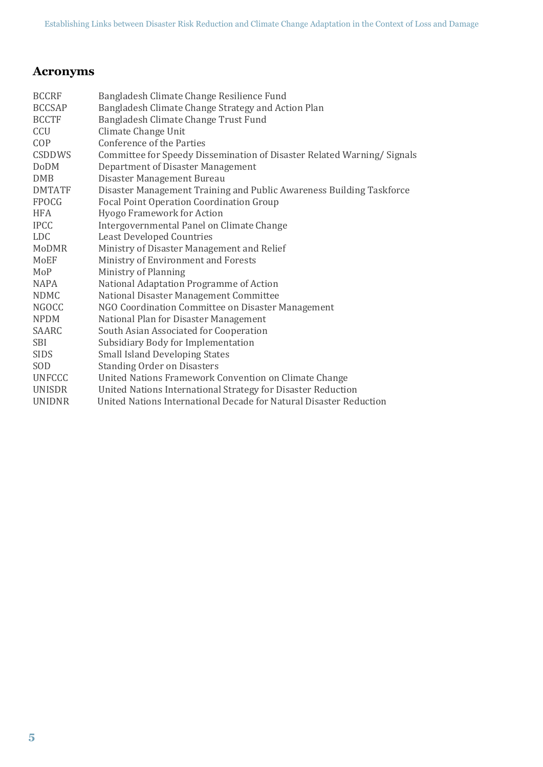## Acronyms

| | |
|---|---|
| BCCRF | Bangladesh Climate Change Resilience Fund |
| BCCSAP | Bangladesh Climate Change Strategy and Action Plan |
| BCCTF | Bangladesh Climate Change Trust Fund |
| CCU | Climate Change Unit |
| COP | Conference of the Parties |
| CSDDWS | Committee for Speedy Dissemination of Disaster Related Warning/ Signals |
| DoDM | Department of Disaster Management |
| DMB | Disaster Management Bureau |
| DMTATF | Disaster Management Training and Public Awareness Building Taskforce |
| FPOCG | Focal Point Operation Coordination Group |
| HFA | Hyogo Framework for Action |
| IPCC | Intergovernmental Panel on Climate Change |
| LDC | Least Developed Countries |
| MoDMR | Ministry of Disaster Management and Relief |
| MoEF | Ministry of Environment and Forests |
| MoP | Ministry of Planning |
| NAPA | National Adaptation Programme of Action |
| NDMC | National Disaster Management Committee |
| NGOCC | NGO Coordination Committee on Disaster Management |
| NPDM | National Plan for Disaster Management |
| SAARC | South Asian Associated for Cooperation |
| SBI | Subsidiary Body for Implementation |
| SIDS | Small Island Developing States |
| SOD | Standing Order on Disasters |
| UNFCCC | United Nations Framework Convention on Climate Change |
| UNISDR | United Nations International Strategy for Disaster Reduction |
| UNIDNR | United Nations International Decade for Natural Disaster Reduction |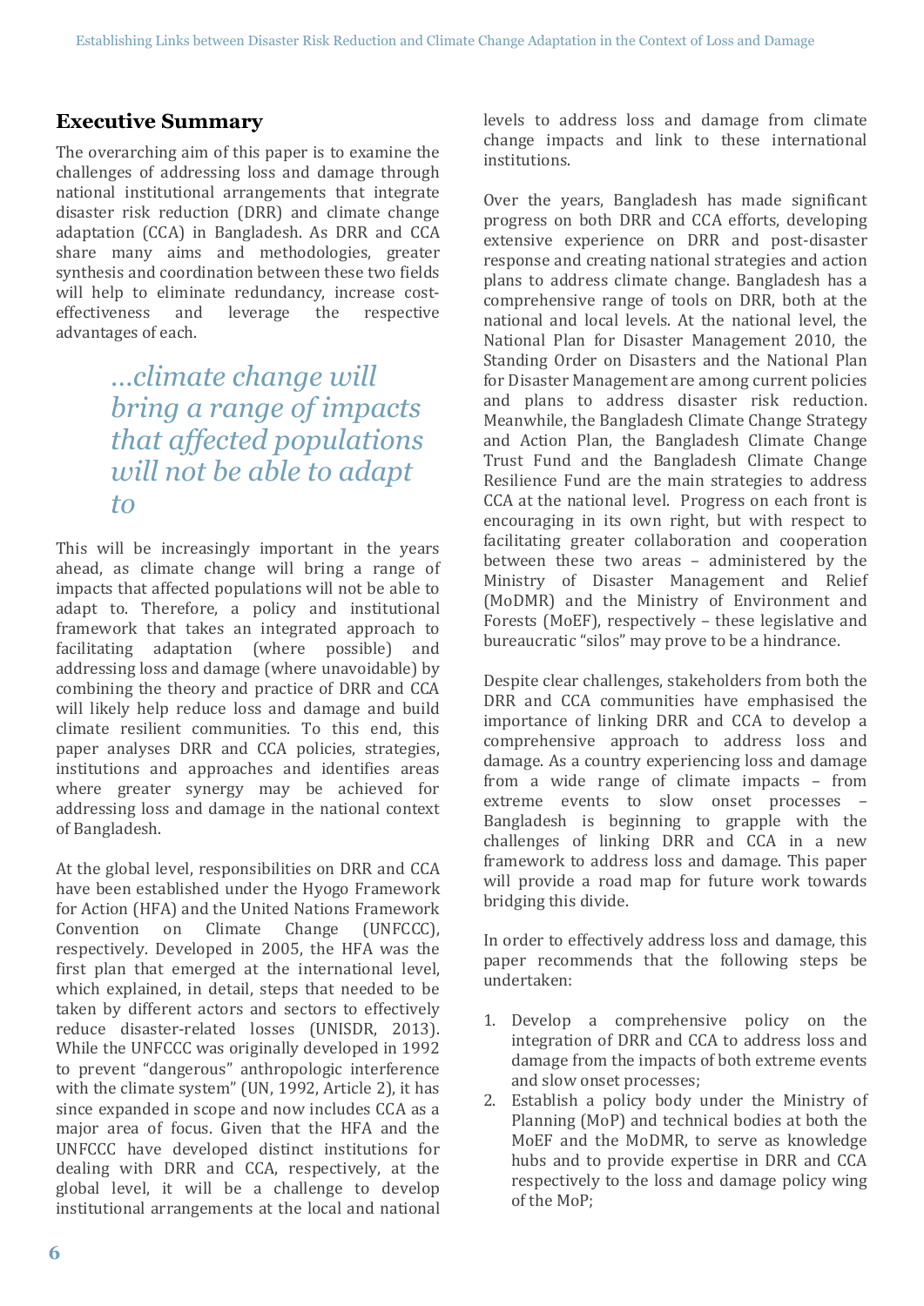## Executive Summary

The overarching aim of this paper is to examine the challenges of addressing loss and damage through national institutional arrangements that integrate disaster risk reduction (DRR) and climate change adaptation (CCA) in Bangladesh. As DRR and CCA share many aims and methodologies, greater synthesis and coordination between these two fields will help to eliminate redundancy, increase cost-effectiveness and leverage the respective advantages of each.

> *...climate change will bring a range of impacts that affected populations will not be able to adapt to*

This will be increasingly important in the years ahead, as climate change will bring a range of impacts that affected populations will not be able to adapt to. Therefore, a policy and institutional framework that takes an integrated approach to facilitating adaptation (where possible) and addressing loss and damage (where unavoidable) by combining the theory and practice of DRR and CCA will likely help reduce loss and damage and build climate resilient communities. To this end, this paper analyses DRR and CCA policies, strategies, institutions and approaches and identifies areas where greater synergy may be achieved for addressing loss and damage in the national context of Bangladesh.

At the global level, responsibilities on DRR and CCA have been established under the Hyogo Framework for Action (HFA) and the United Nations Framework Convention on Climate Change (UNFCCC), respectively. Developed in 2005, the HFA was the first plan that emerged at the international level, which explained, in detail, steps that needed to be taken by different actors and sectors to effectively reduce disaster-related losses (UNISDR, 2013). While the UNFCCC was originally developed in 1992 to prevent "dangerous" anthropologic interference with the climate system" (UN, 1992, Article 2), it has since expanded in scope and now includes CCA as a major area of focus. Given that the HFA and the UNFCCC have developed distinct institutions for dealing with DRR and CCA, respectively, at the global level, it will be a challenge to develop institutional arrangements at the local and national levels to address loss and damage from climate change impacts and link to these international institutions.

Over the years, Bangladesh has made significant progress on both DRR and CCA efforts, developing extensive experience on DRR and post-disaster response and creating national strategies and action plans to address climate change. Bangladesh has a comprehensive range of tools on DRR, both at the national and local levels. At the national level, the National Plan for Disaster Management 2010, the Standing Order on Disasters and the National Plan for Disaster Management are among current policies and plans to address disaster risk reduction. Meanwhile, the Bangladesh Climate Change Strategy and Action Plan, the Bangladesh Climate Change Trust Fund and the Bangladesh Climate Change Resilience Fund are the main strategies to address CCA at the national level. Progress on each front is encouraging in its own right, but with respect to facilitating greater collaboration and cooperation between these two areas – administered by the Ministry of Disaster Management and Relief (MoDMR) and the Ministry of Environment and Forests (MoEF), respectively – these legislative and bureaucratic "silos" may prove to be a hindrance.

Despite clear challenges, stakeholders from both the DRR and CCA communities have emphasised the importance of linking DRR and CCA to develop a comprehensive approach to address loss and damage. As a country experiencing loss and damage from a wide range of climate impacts – from extreme events to slow onset processes – Bangladesh is beginning to grapple with the challenges of linking DRR and CCA in a new framework to address loss and damage. This paper will provide a road map for future work towards bridging this divide.

In order to effectively address loss and damage, this paper recommends that the following steps be undertaken:

1. Develop a comprehensive policy on the integration of DRR and CCA to address loss and damage from the impacts of both extreme events and slow onset processes;
2. Establish a policy body under the Ministry of Planning (MoP) and technical bodies at both the MoEF and the MoDMR, to serve as knowledge hubs and to provide expertise in DRR and CCA respectively to the loss and damage policy wing of the MoP;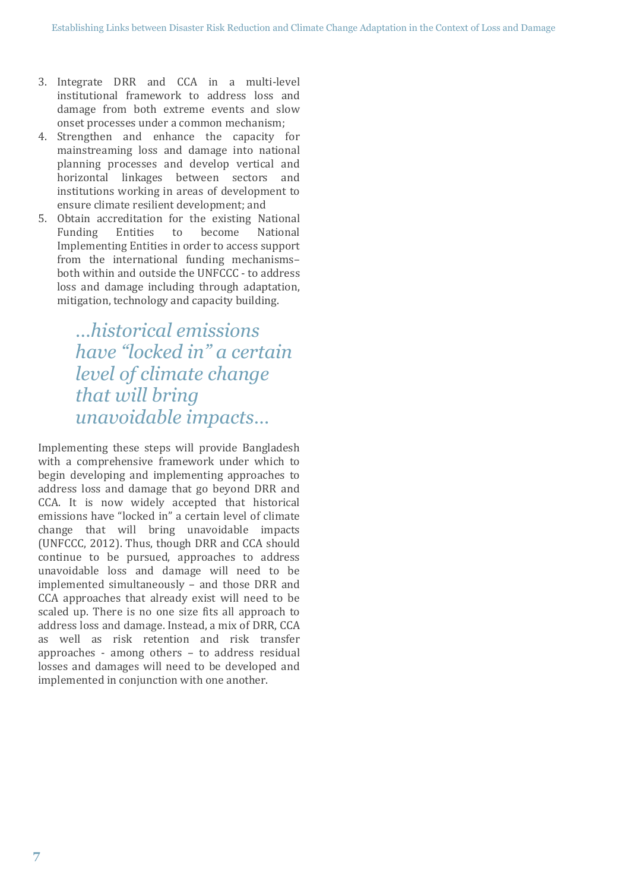3. Integrate DRR and CCA in a multi-level institutional framework to address loss and damage from both extreme events and slow onset processes under a common mechanism;
4. Strengthen and enhance the capacity for mainstreaming loss and damage into national planning processes and develop vertical and horizontal linkages between sectors and institutions working in areas of development to ensure climate resilient development; and
5. Obtain accreditation for the existing National Funding Entities to become National Implementing Entities in order to access support from the international funding mechanisms– both within and outside the UNFCCC - to address loss and damage including through adaptation, mitigation, technology and capacity building.

> *...historical emissions have "locked in" a certain level of climate change that will bring unavoidable impacts...*

Implementing these steps will provide Bangladesh with a comprehensive framework under which to begin developing and implementing approaches to address loss and damage that go beyond DRR and CCA. It is now widely accepted that historical emissions have "locked in" a certain level of climate change that will bring unavoidable impacts (UNFCCC, 2012). Thus, though DRR and CCA should continue to be pursued, approaches to address unavoidable loss and damage will need to be implemented simultaneously – and those DRR and CCA approaches that already exist will need to be scaled up. There is no one size fits all approach to address loss and damage. Instead, a mix of DRR, CCA as well as risk retention and risk transfer approaches - among others – to address residual losses and damages will need to be developed and implemented in conjunction with one another.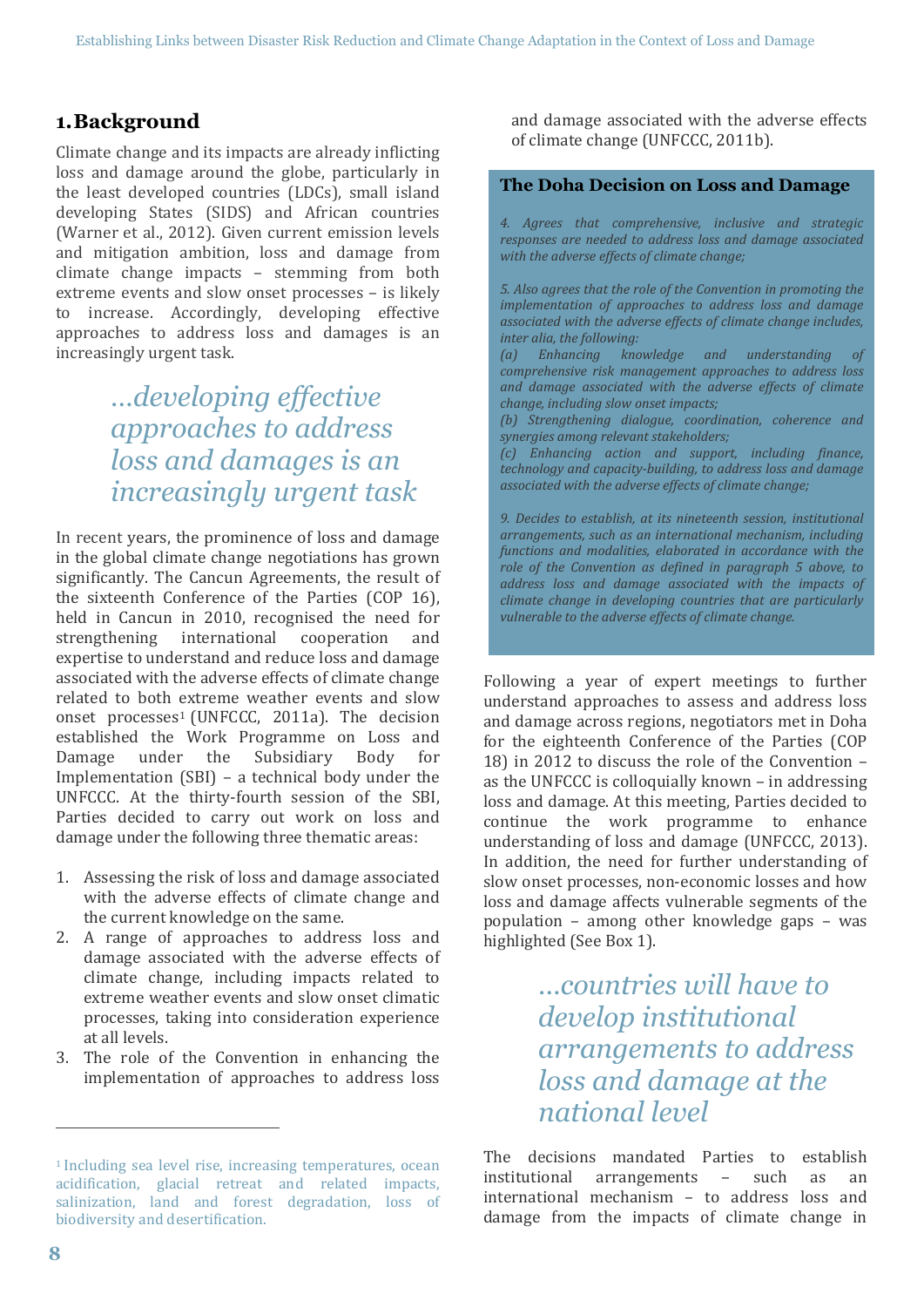## 1. Background

Climate change and its impacts are already inflicting loss and damage around the globe, particularly in the least developed countries (LDCs), small island developing States (SIDS) and African countries (Warner et al., 2012). Given current emission levels and mitigation ambition, loss and damage from climate change impacts – stemming from both extreme events and slow onset processes – is likely to increase. Accordingly, developing effective approaches to address loss and damages is an increasingly urgent task.

> *...developing effective approaches to address loss and damages is an increasingly urgent task*

In recent years, the prominence of loss and damage in the global climate change negotiations has grown significantly. The Cancun Agreements, the result of the sixteenth Conference of the Parties (COP 16), held in Cancun in 2010, recognised the need for strengthening international cooperation and expertise to understand and reduce loss and damage associated with the adverse effects of climate change related to both extreme weather events and slow onset processes[1] (UNFCCC, 2011a). The decision established the Work Programme on Loss and Damage under the Subsidiary Body for Implementation (SBI) – a technical body under the UNFCCC. At the thirty-fourth session of the SBI, Parties decided to carry out work on loss and damage under the following three thematic areas:

1. Assessing the risk of loss and damage associated with the adverse effects of climate change and the current knowledge on the same.
2. A range of approaches to address loss and damage associated with the adverse effects of climate change, including impacts related to extreme weather events and slow onset climatic processes, taking into consideration experience at all levels.
3. The role of the Convention in enhancing the implementation of approaches to address loss and damage associated with the adverse effects of climate change (UNFCCC, 2011b).

### The Doha Decision on Loss and Damage

*4. Agrees that comprehensive, inclusive and strategic responses are needed to address loss and damage associated with the adverse effects of climate change;*

*5. Also agrees that the role of the Convention in promoting the implementation of approaches to address loss and damage associated with the adverse effects of climate change includes, inter alia, the following:*
*(a) Enhancing knowledge and understanding of comprehensive risk management approaches to address loss and damage associated with the adverse effects of climate change, including slow onset impacts;*
*(b) Strengthening dialogue, coordination, coherence and synergies among relevant stakeholders;*
*(c) Enhancing action and support, including finance, technology and capacity-building, to address loss and damage associated with the adverse effects of climate change;*

*9. Decides to establish, at its nineteenth session, institutional arrangements, such as an international mechanism, including functions and modalities, elaborated in accordance with the role of the Convention as defined in paragraph 5 above, to address loss and damage associated with the impacts of climate change in developing countries that are particularly vulnerable to the adverse effects of climate change.*

Following a year of expert meetings to further understand approaches to assess and address loss and damage across regions, negotiators met in Doha for the eighteenth Conference of the Parties (COP 18) in 2012 to discuss the role of the Convention – as the UNFCCC is colloquially known – in addressing loss and damage. At this meeting, Parties decided to continue the work programme to enhance understanding of loss and damage (UNFCCC, 2013). In addition, the need for further understanding of slow onset processes, non-economic losses and how loss and damage affects vulnerable segments of the population – among other knowledge gaps – was highlighted (See Box 1).

> *...countries will have to develop institutional arrangements to address loss and damage at the national level*

The decisions mandated Parties to establish institutional arrangements – such as an international mechanism – to address loss and damage from the impacts of climate change in

[1] Including sea level rise, increasing temperatures, ocean acidification, glacial retreat and related impacts, salinization, land and forest degradation, loss of biodiversity and desertification.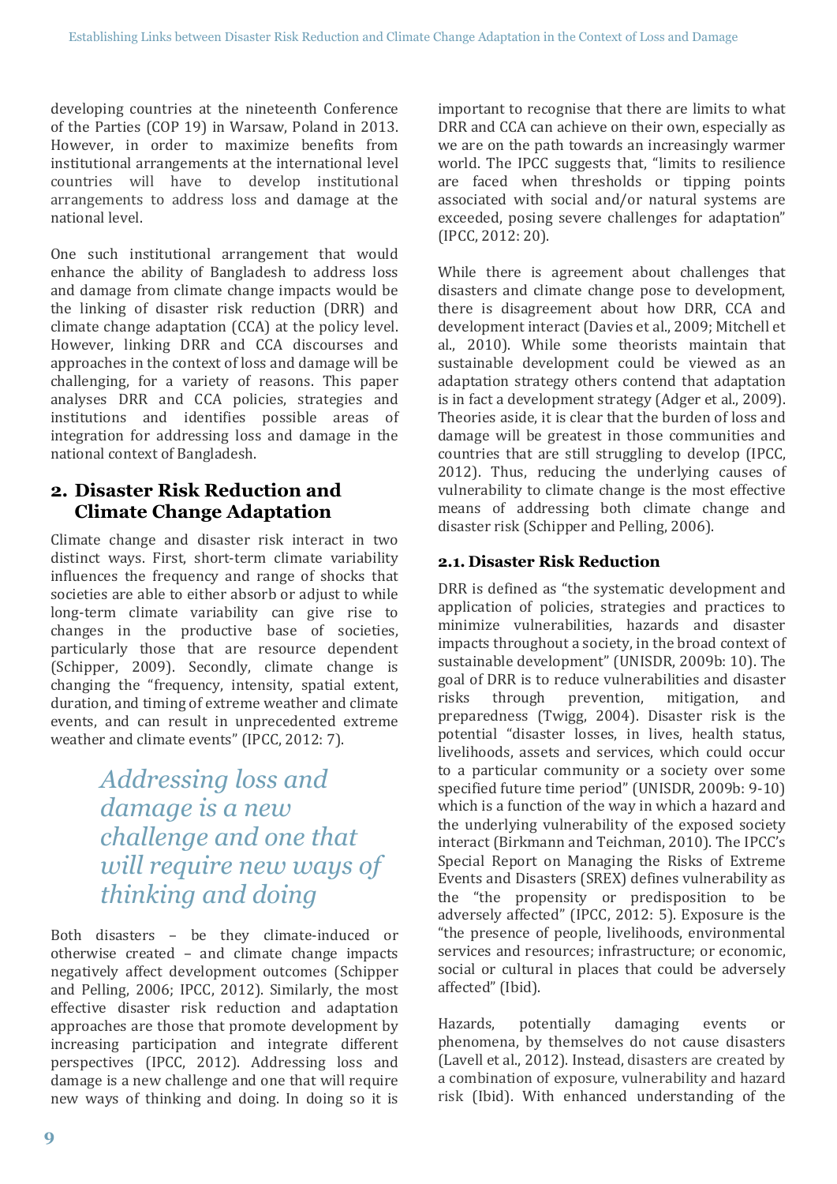developing countries at the nineteenth Conference of the Parties (COP 19) in Warsaw, Poland in 2013. However, in order to maximize benefits from institutional arrangements at the international level countries will have to develop institutional arrangements to address loss and damage at the national level.

One such institutional arrangement that would enhance the ability of Bangladesh to address loss and damage from climate change impacts would be the linking of disaster risk reduction (DRR) and climate change adaptation (CCA) at the policy level. However, linking DRR and CCA discourses and approaches in the context of loss and damage will be challenging, for a variety of reasons. This paper analyses DRR and CCA policies, strategies and institutions and identifies possible areas of integration for addressing loss and damage in the national context of Bangladesh.

## 2. Disaster Risk Reduction and Climate Change Adaptation

Climate change and disaster risk interact in two distinct ways. First, short-term climate variability influences the frequency and range of shocks that societies are able to either absorb or adjust to while long-term climate variability can give rise to changes in the productive base of societies, particularly those that are resource dependent (Schipper, 2009). Secondly, climate change is changing the "frequency, intensity, spatial extent, duration, and timing of extreme weather and climate events, and can result in unprecedented extreme weather and climate events" (IPCC, 2012: 7).

> *Addressing loss and damage is a new challenge and one that will require new ways of thinking and doing*

Both disasters – be they climate-induced or otherwise created – and climate change impacts negatively affect development outcomes (Schipper and Pelling, 2006; IPCC, 2012). Similarly, the most effective disaster risk reduction and adaptation approaches are those that promote development by increasing participation and integrate different perspectives (IPCC, 2012). Addressing loss and damage is a new challenge and one that will require new ways of thinking and doing. In doing so it is important to recognise that there are limits to what DRR and CCA can achieve on their own, especially as we are on the path towards an increasingly warmer world. The IPCC suggests that, "limits to resilience are faced when thresholds or tipping points associated with social and/or natural systems are exceeded, posing severe challenges for adaptation" (IPCC, 2012: 20).

While there is agreement about challenges that disasters and climate change pose to development, there is disagreement about how DRR, CCA and development interact (Davies et al., 2009; Mitchell et al., 2010). While some theorists maintain that sustainable development could be viewed as an adaptation strategy others contend that adaptation is in fact a development strategy (Adger et al., 2009). Theories aside, it is clear that the burden of loss and damage will be greatest in those communities and countries that are still struggling to develop (IPCC, 2012). Thus, reducing the underlying causes of vulnerability to climate change is the most effective means of addressing both climate change and disaster risk (Schipper and Pelling, 2006).

### 2.1. Disaster Risk Reduction

DRR is defined as "the systematic development and application of policies, strategies and practices to minimize vulnerabilities, hazards and disaster impacts throughout a society, in the broad context of sustainable development" (UNISDR, 2009b: 10). The goal of DRR is to reduce vulnerabilities and disaster risks through prevention, mitigation, and preparedness (Twigg, 2004). Disaster risk is the potential "disaster losses, in lives, health status, livelihoods, assets and services, which could occur to a particular community or a society over some specified future time period" (UNISDR, 2009b: 9-10) which is a function of the way in which a hazard and the underlying vulnerability of the exposed society interact (Birkmann and Teichman, 2010). The IPCC's Special Report on Managing the Risks of Extreme Events and Disasters (SREX) defines vulnerability as the "the propensity or predisposition to be adversely affected" (IPCC, 2012: 5). Exposure is the "the presence of people, livelihoods, environmental services and resources; infrastructure; or economic, social or cultural in places that could be adversely affected" (Ibid).

Hazards, potentially damaging events or phenomena, by themselves do not cause disasters (Lavell et al., 2012). Instead, disasters are created by a combination of exposure, vulnerability and hazard risk (Ibid). With enhanced understanding of the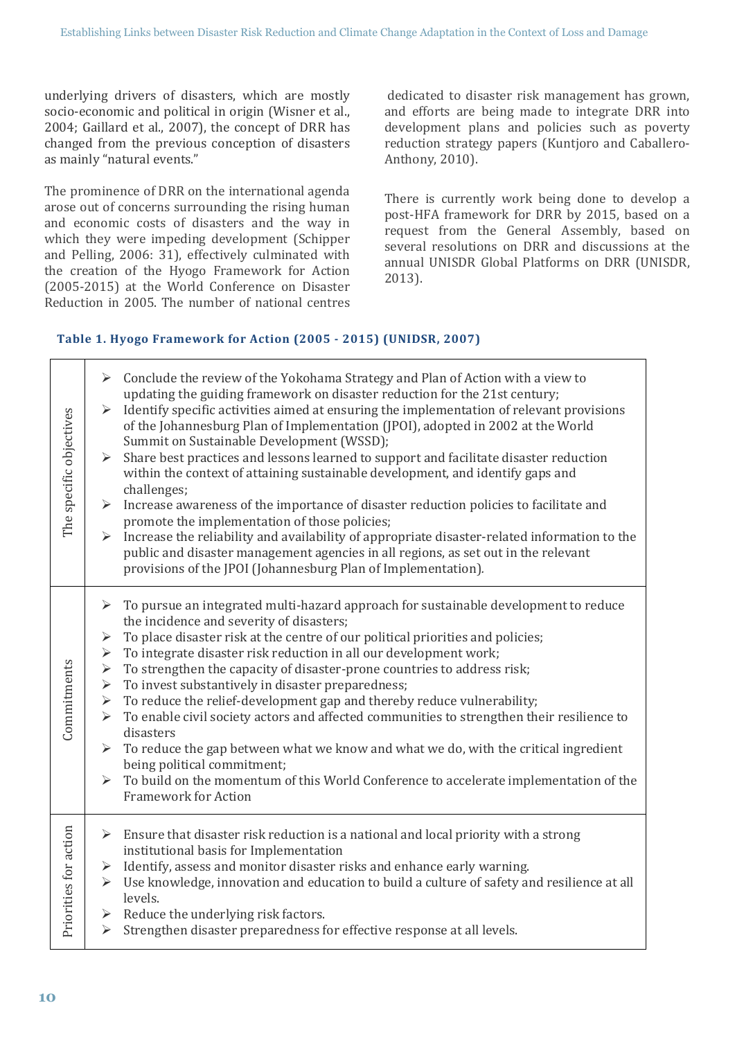underlying drivers of disasters, which are mostly socio-economic and political in origin (Wisner et al., 2004; Gaillard et al., 2007), the concept of DRR has changed from the previous conception of disasters as mainly "natural events."

The prominence of DRR on the international agenda arose out of concerns surrounding the rising human and economic costs of disasters and the way in which they were impeding development (Schipper and Pelling, 2006: 31), effectively culminated with the creation of the Hyogo Framework for Action (2005-2015) at the World Conference on Disaster Reduction in 2005. The number of national centres dedicated to disaster risk management has grown, and efforts are being made to integrate DRR into development plans and policies such as poverty reduction strategy papers (Kuntjoro and Caballero-Anthony, 2010).

There is currently work being done to develop a post-HFA framework for DRR by 2015, based on a request from the General Assembly, based on several resolutions on DRR and discussions at the annual UNISDR Global Platforms on DRR (UNISDR, 2013).

**Table 1. Hyogo Framework for Action (2005 - 2015) (UNIDSR, 2007)**

| | |
|---|---|
| The specific objectives | ➢ Conclude the review of the Yokohama Strategy and Plan of Action with a view to updating the guiding framework on disaster reduction for the 21st century;<br>➢ Identify specific activities aimed at ensuring the implementation of relevant provisions of the Johannesburg Plan of Implementation (JPOI), adopted in 2002 at the World Summit on Sustainable Development (WSSD);<br>➢ Share best practices and lessons learned to support and facilitate disaster reduction within the context of attaining sustainable development, and identify gaps and challenges;<br>➢ Increase awareness of the importance of disaster reduction policies to facilitate and promote the implementation of those policies;<br>➢ Increase the reliability and availability of appropriate disaster-related information to the public and disaster management agencies in all regions, as set out in the relevant provisions of the JPOI (Johannesburg Plan of Implementation). |
| Commitments | ➢ To pursue an integrated multi-hazard approach for sustainable development to reduce the incidence and severity of disasters;<br>➢ To place disaster risk at the centre of our political priorities and policies;<br>➢ To integrate disaster risk reduction in all our development work;<br>➢ To strengthen the capacity of disaster-prone countries to address risk;<br>➢ To invest substantively in disaster preparedness;<br>➢ To reduce the relief-development gap and thereby reduce vulnerability;<br>➢ To enable civil society actors and affected communities to strengthen their resilience to disasters<br>➢ To reduce the gap between what we know and what we do, with the critical ingredient being political commitment;<br>➢ To build on the momentum of this World Conference to accelerate implementation of the Framework for Action |
| Priorities for action | ➢ Ensure that disaster risk reduction is a national and local priority with a strong institutional basis for Implementation<br>➢ Identify, assess and monitor disaster risks and enhance early warning.<br>➢ Use knowledge, innovation and education to build a culture of safety and resilience at all levels.<br>➢ Reduce the underlying risk factors.<br>➢ Strengthen disaster preparedness for effective response at all levels. |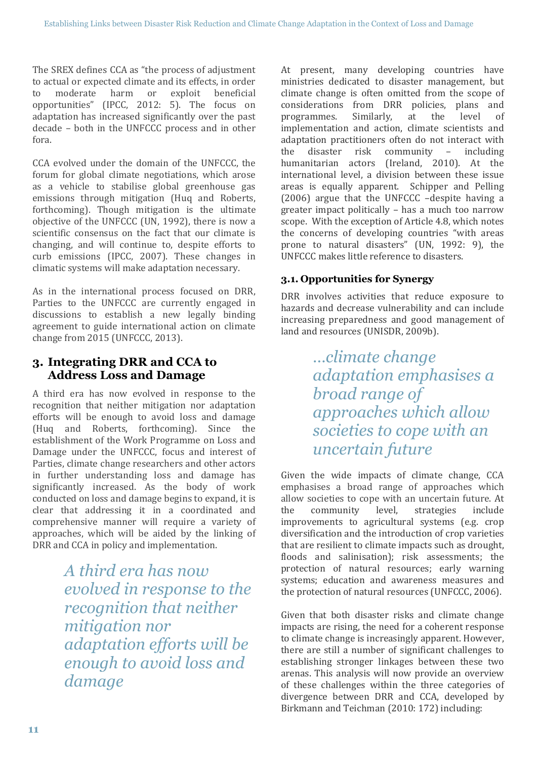The SREX defines CCA as "the process of adjustment to actual or expected climate and its effects, in order to moderate harm or exploit beneficial opportunities" (IPCC, 2012: 5). The focus on adaptation has increased significantly over the past decade – both in the UNFCCC process and in other fora.

CCA evolved under the domain of the UNFCCC, the forum for global climate negotiations, which arose as a vehicle to stabilise global greenhouse gas emissions through mitigation (Huq and Roberts, forthcoming). Though mitigation is the ultimate objective of the UNFCCC (UN, 1992), there is now a scientific consensus on the fact that our climate is changing, and will continue to, despite efforts to curb emissions (IPCC, 2007). These changes in climatic systems will make adaptation necessary.

As in the international process focused on DRR, Parties to the UNFCCC are currently engaged in discussions to establish a new legally binding agreement to guide international action on climate change from 2015 (UNFCCC, 2013).

## 3. Integrating DRR and CCA to Address Loss and Damage

A third era has now evolved in response to the recognition that neither mitigation nor adaptation efforts will be enough to avoid loss and damage (Huq and Roberts, forthcoming). Since the establishment of the Work Programme on Loss and Damage under the UNFCCC, focus and interest of Parties, climate change researchers and other actors in further understanding loss and damage has significantly increased. As the body of work conducted on loss and damage begins to expand, it is clear that addressing it in a coordinated and comprehensive manner will require a variety of approaches, which will be aided by the linking of DRR and CCA in policy and implementation.

*A third era has now evolved in response to the recognition that neither mitigation nor adaptation efforts will be enough to avoid loss and damage*

At present, many developing countries have ministries dedicated to disaster management, but climate change is often omitted from the scope of considerations from DRR policies, plans and programmes. Similarly, at the level of implementation and action, climate scientists and adaptation practitioners often do not interact with the disaster risk community – including humanitarian actors (Ireland, 2010). At the international level, a division between these issue areas is equally apparent. Schipper and Pelling (2006) argue that the UNFCCC –despite having a greater impact politically – has a much too narrow scope. With the exception of Article 4.8, which notes the concerns of developing countries "with areas prone to natural disasters" (UN, 1992: 9), the UNFCCC makes little reference to disasters.

### 3.1. Opportunities for Synergy

DRR involves activities that reduce exposure to hazards and decrease vulnerability and can include increasing preparedness and good management of land and resources (UNISDR, 2009b).

*...climate change adaptation emphasises a broad range of approaches which allow societies to cope with an uncertain future*

Given the wide impacts of climate change, CCA emphasises a broad range of approaches which allow societies to cope with an uncertain future. At the community level, strategies include improvements to agricultural systems (e.g. crop diversification and the introduction of crop varieties that are resilient to climate impacts such as drought, floods and salinisation); risk assessments; the protection of natural resources; early warning systems; education and awareness measures and the protection of natural resources (UNFCCC, 2006).

Given that both disaster risks and climate change impacts are rising, the need for a coherent response to climate change is increasingly apparent. However, there are still a number of significant challenges to establishing stronger linkages between these two arenas. This analysis will now provide an overview of these challenges within the three categories of divergence between DRR and CCA, developed by Birkmann and Teichman (2010: 172) including: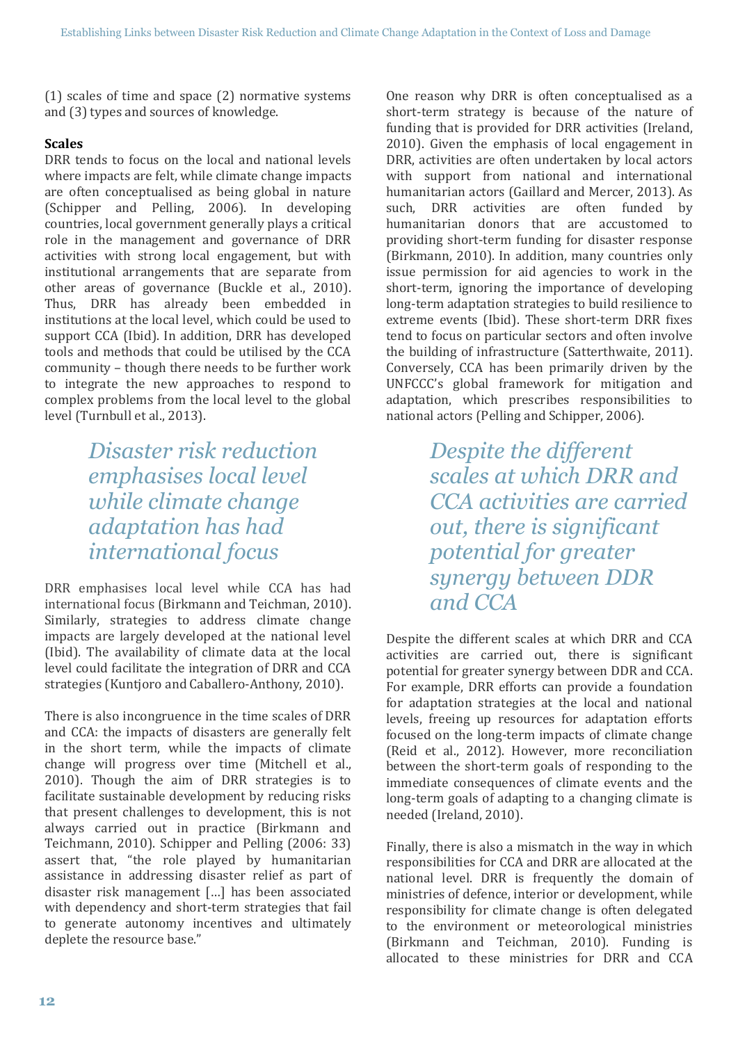(1) scales of time and space (2) normative systems and (3) types and sources of knowledge.

**Scales**

DRR tends to focus on the local and national levels where impacts are felt, while climate change impacts are often conceptualised as being global in nature (Schipper and Pelling, 2006). In developing countries, local government generally plays a critical role in the management and governance of DRR activities with strong local engagement, but with institutional arrangements that are separate from other areas of governance (Buckle et al., 2010). Thus, DRR has already been embedded in institutions at the local level, which could be used to support CCA (Ibid). In addition, DRR has developed tools and methods that could be utilised by the CCA community – though there needs to be further work to integrate the new approaches to respond to complex problems from the local level to the global level (Turnbull et al., 2013).

*Disaster risk reduction emphasises local level while climate change adaptation has had international focus*

DRR emphasises local level while CCA has had international focus (Birkmann and Teichman, 2010). Similarly, strategies to address climate change impacts are largely developed at the national level (Ibid). The availability of climate data at the local level could facilitate the integration of DRR and CCA strategies (Kuntjoro and Caballero-Anthony, 2010).

There is also incongruence in the time scales of DRR and CCA: the impacts of disasters are generally felt in the short term, while the impacts of climate change will progress over time (Mitchell et al., 2010). Though the aim of DRR strategies is to facilitate sustainable development by reducing risks that present challenges to development, this is not always carried out in practice (Birkmann and Teichmann, 2010). Schipper and Pelling (2006: 33) assert that, "the role played by humanitarian assistance in addressing disaster relief as part of disaster risk management [...] has been associated with dependency and short-term strategies that fail to generate autonomy incentives and ultimately deplete the resource base."

One reason why DRR is often conceptualised as a short-term strategy is because of the nature of funding that is provided for DRR activities (Ireland, 2010). Given the emphasis of local engagement in DRR, activities are often undertaken by local actors with support from national and international humanitarian actors (Gaillard and Mercer, 2013). As such, DRR activities are often funded by humanitarian donors that are accustomed to providing short-term funding for disaster response (Birkmann, 2010). In addition, many countries only issue permission for aid agencies to work in the short-term, ignoring the importance of developing long-term adaptation strategies to build resilience to extreme events (Ibid). These short-term DRR fixes tend to focus on particular sectors and often involve the building of infrastructure (Satterthwaite, 2011). Conversely, CCA has been primarily driven by the UNFCCC's global framework for mitigation and adaptation, which prescribes responsibilities to national actors (Pelling and Schipper, 2006).

*Despite the different scales at which DRR and CCA activities are carried out, there is significant potential for greater synergy between DDR and CCA*

Despite the different scales at which DRR and CCA activities are carried out, there is significant potential for greater synergy between DDR and CCA. For example, DRR efforts can provide a foundation for adaptation strategies at the local and national levels, freeing up resources for adaptation efforts focused on the long-term impacts of climate change (Reid et al., 2012). However, more reconciliation between the short-term goals of responding to the immediate consequences of climate events and the long-term goals of adapting to a changing climate is needed (Ireland, 2010).

Finally, there is also a mismatch in the way in which responsibilities for CCA and DRR are allocated at the national level. DRR is frequently the domain of ministries of defence, interior or development, while responsibility for climate change is often delegated to the environment or meteorological ministries (Birkmann and Teichman, 2010). Funding is allocated to these ministries for DRR and CCA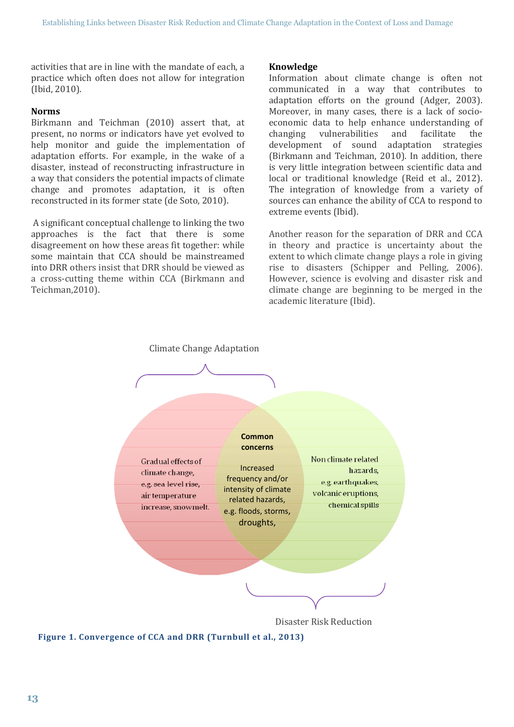activities that are in line with the mandate of each, a practice which often does not allow for integration (Ibid, 2010).

### Norms

Birkmann and Teichman (2010) assert that, at present, no norms or indicators have yet evolved to help monitor and guide the implementation of adaptation efforts. For example, in the wake of a disaster, instead of reconstructing infrastructure in a way that considers the potential impacts of climate change and promotes adaptation, it is often reconstructed in its former state (de Soto, 2010).

A significant conceptual challenge to linking the two approaches is the fact that there is some disagreement on how these areas fit together: while some maintain that CCA should be mainstreamed into DRR others insist that DRR should be viewed as a cross-cutting theme within CCA (Birkmann and Teichman,2010).

### Knowledge

Information about climate change is often not communicated in a way that contributes to adaptation efforts on the ground (Adger, 2003). Moreover, in many cases, there is a lack of socio-economic data to help enhance understanding of changing vulnerabilities and facilitate the development of sound adaptation strategies (Birkmann and Teichman, 2010). In addition, there is very little integration between scientific data and local or traditional knowledge (Reid et al., 2012). The integration of knowledge from a variety of sources can enhance the ability of CCA to respond to extreme events (Ibid).

Another reason for the separation of DRR and CCA in theory and practice is uncertainty about the extent to which climate change plays a role in giving rise to disasters (Schipper and Pelling, 2006). However, science is evolving and disaster risk and climate change are beginning to be merged in the academic literature (Ibid).

Climate Change Adaptation

Gradual effects of climate change, e.g. sea level rise, air temperature increase, snowmelt.

**Common concerns**

Increased frequency and/or intensity of climate related hazards, e.g. floods, storms, droughts,

Non climate related hazards, e.g. earthquakes, volcanic eruptions, chemical spills

Disaster Risk Reduction

**Figure 1. Convergence of CCA and DRR (Turnbull et al., 2013)**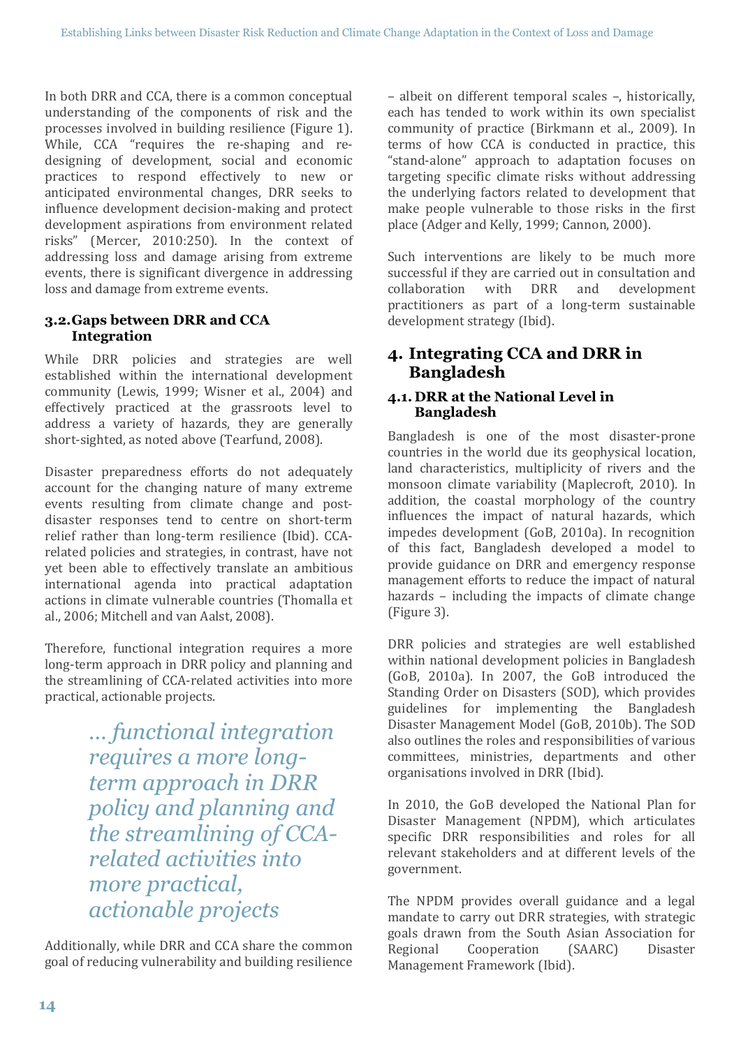In both DRR and CCA, there is a common conceptual understanding of the components of risk and the processes involved in building resilience (Figure 1). While, CCA "requires the re-shaping and re-designing of development, social and economic practices to respond effectively to new or anticipated environmental changes, DRR seeks to influence development decision-making and protect development aspirations from environment related risks" (Mercer, 2010:250). In the context of addressing loss and damage arising from extreme events, there is significant divergence in addressing loss and damage from extreme events.

### 3.2. Gaps between DRR and CCA Integration

While DRR policies and strategies are well established within the international development community (Lewis, 1999; Wisner et al., 2004) and effectively practiced at the grassroots level to address a variety of hazards, they are generally short-sighted, as noted above (Tearfund, 2008).

Disaster preparedness efforts do not adequately account for the changing nature of many extreme events resulting from climate change and post-disaster responses tend to centre on short-term relief rather than long-term resilience (Ibid). CCA-related policies and strategies, in contrast, have not yet been able to effectively translate an ambitious international agenda into practical adaptation actions in climate vulnerable countries (Thomalla et al., 2006; Mitchell and van Aalst, 2008).

Therefore, functional integration requires a more long-term approach in DRR policy and planning and the streamlining of CCA-related activities into more practical, actionable projects.

> *... functional integration requires a more long-term approach in DRR policy and planning and the streamlining of CCA-related activities into more practical, actionable projects*

Additionally, while DRR and CCA share the common goal of reducing vulnerability and building resilience – albeit on different temporal scales –, historically, each has tended to work within its own specialist community of practice (Birkmann et al., 2009). In terms of how CCA is conducted in practice, this "stand-alone" approach to adaptation focuses on targeting specific climate risks without addressing the underlying factors related to development that make people vulnerable to those risks in the first place (Adger and Kelly, 1999; Cannon, 2000).

Such interventions are likely to be much more successful if they are carried out in consultation and collaboration with DRR and development practitioners as part of a long-term sustainable development strategy (Ibid).

## 4. Integrating CCA and DRR in Bangladesh

### 4.1. DRR at the National Level in Bangladesh

Bangladesh is one of the most disaster-prone countries in the world due its geophysical location, land characteristics, multiplicity of rivers and the monsoon climate variability (Maplecroft, 2010). In addition, the coastal morphology of the country influences the impact of natural hazards, which impedes development (GoB, 2010a). In recognition of this fact, Bangladesh developed a model to provide guidance on DRR and emergency response management efforts to reduce the impact of natural hazards – including the impacts of climate change (Figure 3).

DRR policies and strategies are well established within national development policies in Bangladesh (GoB, 2010a). In 2007, the GoB introduced the Standing Order on Disasters (SOD), which provides guidelines for implementing the Bangladesh Disaster Management Model (GoB, 2010b). The SOD also outlines the roles and responsibilities of various committees, ministries, departments and other organisations involved in DRR (Ibid).

In 2010, the GoB developed the National Plan for Disaster Management (NPDM), which articulates specific DRR responsibilities and roles for all relevant stakeholders and at different levels of the government.

The NPDM provides overall guidance and a legal mandate to carry out DRR strategies, with strategic goals drawn from the South Asian Association for Regional Cooperation (SAARC) Disaster Management Framework (Ibid).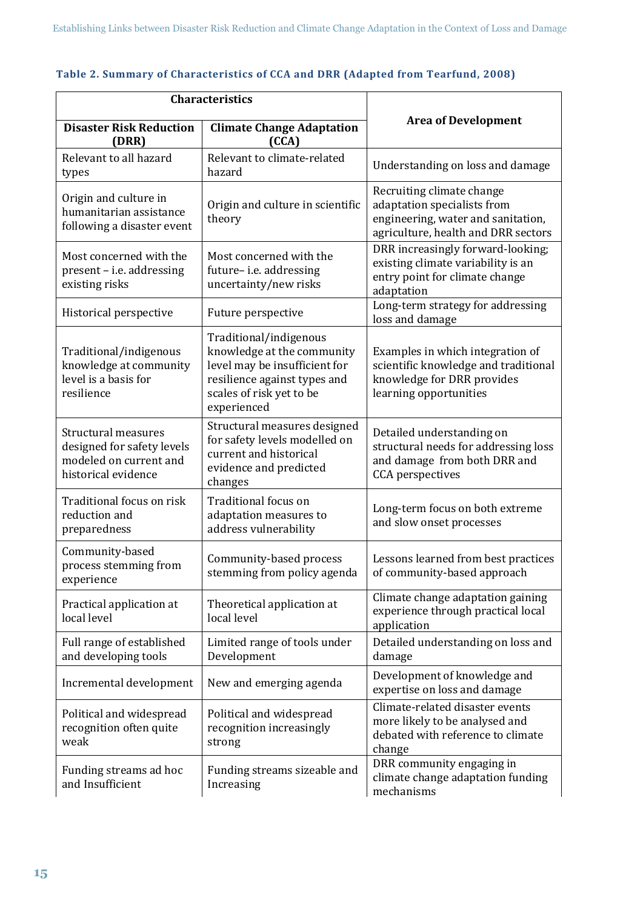**Table 2. Summary of Characteristics of CCA and DRR (Adapted from Tearfund, 2008)**

| Characteristics | | Area of Development |
|---|---|---|
| **Disaster Risk Reduction (DRR)** | **Climate Change Adaptation (CCA)** | |
| Relevant to all hazard types | Relevant to climate-related hazard | Understanding on loss and damage |
| Origin and culture in humanitarian assistance following a disaster event | Origin and culture in scientific theory | Recruiting climate change adaptation specialists from engineering, water and sanitation, agriculture, health and DRR sectors |
| Most concerned with the present – i.e. addressing existing risks | Most concerned with the future– i.e. addressing uncertainty/new risks | DRR increasingly forward-looking; existing climate variability is an entry point for climate change adaptation |
| Historical perspective | Future perspective | Long-term strategy for addressing loss and damage |
| Traditional/indigenous knowledge at community level is a basis for resilience | Traditional/indigenous knowledge at the community level may be insufficient for resilience against types and scales of risk yet to be experienced | Examples in which integration of scientific knowledge and traditional knowledge for DRR provides learning opportunities |
| Structural measures designed for safety levels modeled on current and historical evidence | Structural measures designed for safety levels modelled on current and historical evidence and predicted changes | Detailed understanding on structural needs for addressing loss and damage from both DRR and CCA perspectives |
| Traditional focus on risk reduction and preparedness | Traditional focus on adaptation measures to address vulnerability | Long-term focus on both extreme and slow onset processes |
| Community-based process stemming from experience | Community-based process stemming from policy agenda | Lessons learned from best practices of community-based approach |
| Practical application at local level | Theoretical application at local level | Climate change adaptation gaining experience through practical local application |
| Full range of established and developing tools | Limited range of tools under Development | Detailed understanding on loss and damage |
| Incremental development | New and emerging agenda | Development of knowledge and expertise on loss and damage |
| Political and widespread recognition often quite weak | Political and widespread recognition increasingly strong | Climate-related disaster events more likely to be analysed and debated with reference to climate change |
| Funding streams ad hoc and Insufficient | Funding streams sizeable and Increasing | DRR community engaging in climate change adaptation funding mechanisms |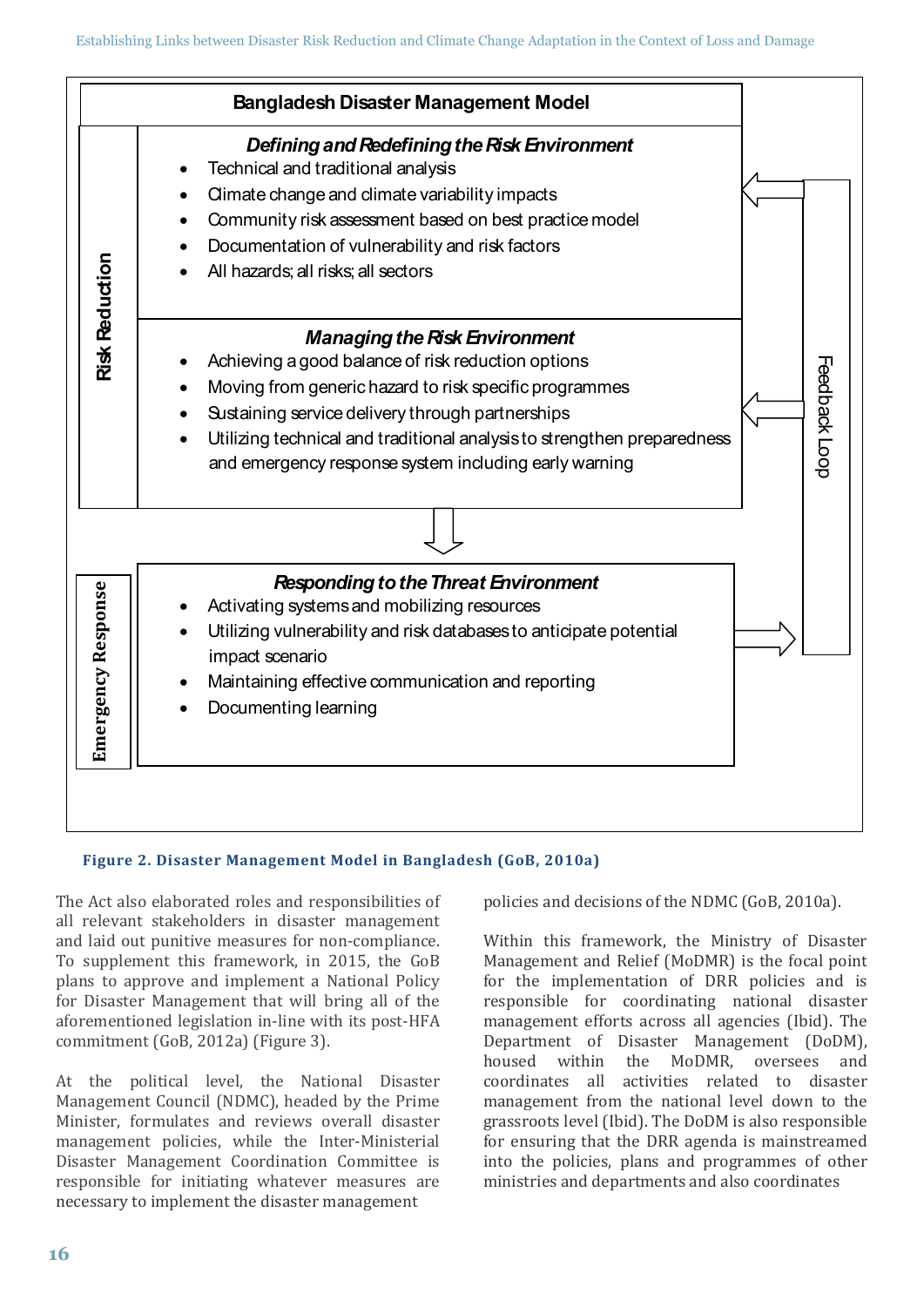**Bangladesh Disaster Management Model**

**Risk Reduction**

***Defining and Redefining the Risk Environment***

- Technical and traditional analysis
- Climate change and climate variability impacts
- Community risk assessment based on best practice model
- Documentation of vulnerability and risk factors
- All hazards; all risks; all sectors

***Managing the Risk Environment***

- Achieving a good balance of risk reduction options
- Moving from generic hazard to risk specific programmes
- Sustaining service delivery through partnerships
- Utilizing technical and traditional analysis to strengthen preparedness and emergency response system including early warning

**Emergency Response**

***Responding to the Threat Environment***

- Activating systems and mobilizing resources
- Utilizing vulnerability and risk databases to anticipate potential impact scenario
- Maintaining effective communication and reporting
- Documenting learning

Feedback Loop

**Figure 2. Disaster Management Model in Bangladesh (GoB, 2010a)**

The Act also elaborated roles and responsibilities of all relevant stakeholders in disaster management and laid out punitive measures for non-compliance. To supplement this framework, in 2015, the GoB plans to approve and implement a National Policy for Disaster Management that will bring all of the aforementioned legislation in-line with its post-HFA commitment (GoB, 2012a) (Figure 3).

At the political level, the National Disaster Management Council (NDMC), headed by the Prime Minister, formulates and reviews overall disaster management policies, while the Inter-Ministerial Disaster Management Coordination Committee is responsible for initiating whatever measures are necessary to implement the disaster management policies and decisions of the NDMC (GoB, 2010a).

Within this framework, the Ministry of Disaster Management and Relief (MoDMR) is the focal point for the implementation of DRR policies and is responsible for coordinating national disaster management efforts across all agencies (Ibid). The Department of Disaster Management (DoDM), housed within the MoDMR, oversees and coordinates all activities related to disaster management from the national level down to the grassroots level (Ibid). The DoDM is also responsible for ensuring that the DRR agenda is mainstreamed into the policies, plans and programmes of other ministries and departments and also coordinates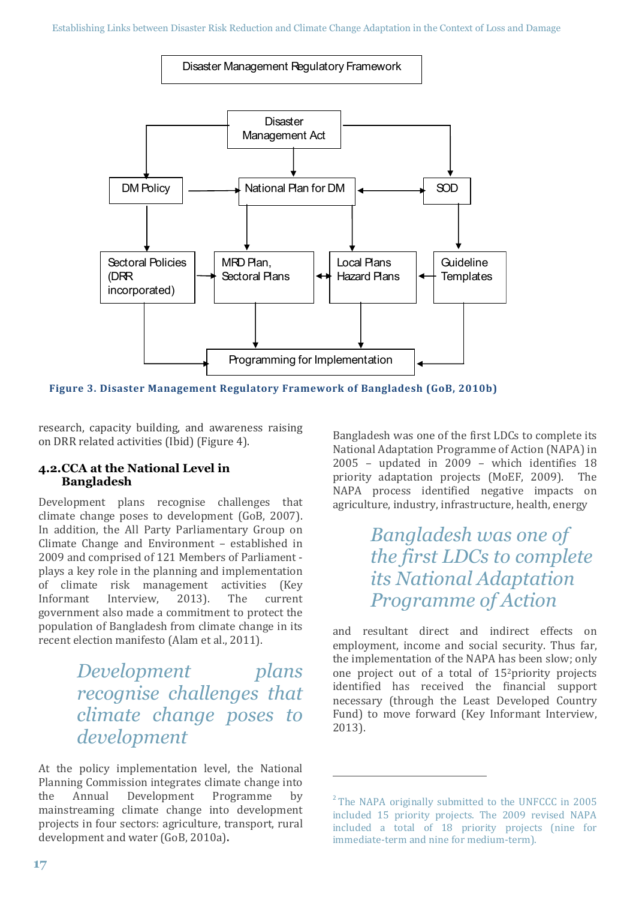Disaster Management Regulatory Framework

Disaster Management Act

DM Policy

National Plan for DM

SOD

Sectoral Policies (DRR incorporated)

MRD Plan, Sectoral Plans

Local Plans Hazard Plans

Guideline Templates

Programming for Implementation

**Figure 3. Disaster Management Regulatory Framework of Bangladesh (GoB, 2010b)**

research, capacity building, and awareness raising on DRR related activities (Ibid) (Figure 4).

## 4.2. CCA at the National Level in Bangladesh

Development plans recognise challenges that climate change poses to development (GoB, 2007). In addition, the All Party Parliamentary Group on Climate Change and Environment – established in 2009 and comprised of 121 Members of Parliament - plays a key role in the planning and implementation of climate risk management activities (Key Informant Interview, 2013). The current government also made a commitment to protect the population of Bangladesh from climate change in its recent election manifesto (Alam et al., 2011).

> *Development plans recognise challenges that climate change poses to development*

At the policy implementation level, the National Planning Commission integrates climate change into the Annual Development Programme by mainstreaming climate change into development projects in four sectors: agriculture, transport, rural development and water (GoB, 2010a).

Bangladesh was one of the first LDCs to complete its National Adaptation Programme of Action (NAPA) in 2005 – updated in 2009 – which identifies 18 priority adaptation projects (MoEF, 2009). The NAPA process identified negative impacts on agriculture, industry, infrastructure, health, energy

> *Bangladesh was one of the first LDCs to complete its National Adaptation Programme of Action*

and resultant direct and indirect effects on employment, income and social security. Thus far, the implementation of the NAPA has been slow; only one project out of a total of 15[2] priority projects identified has received the financial support necessary (through the Least Developed Country Fund) to move forward (Key Informant Interview, 2013).

[2] The NAPA originally submitted to the UNFCCC in 2005 included 15 priority projects. The 2009 revised NAPA included a total of 18 priority projects (nine for immediate-term and nine for medium-term).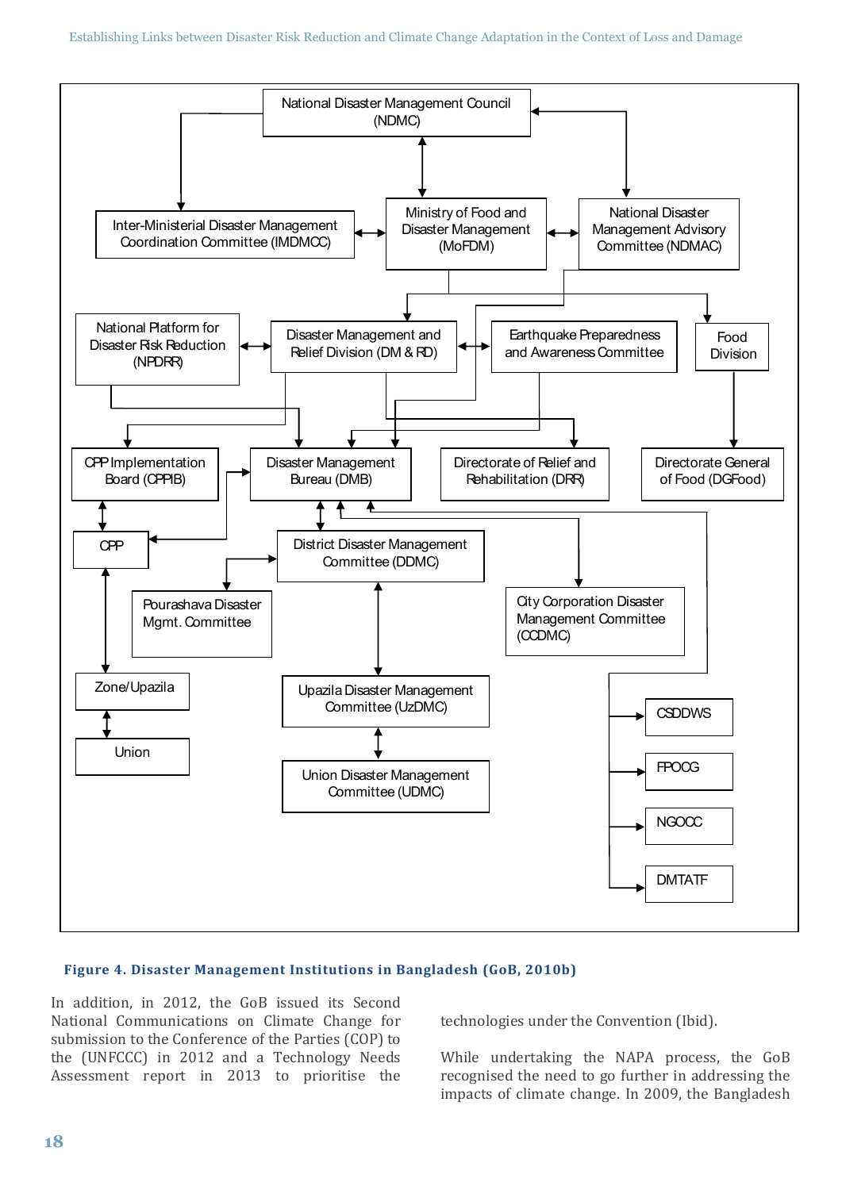National Disaster Management Council (NDMC)

Inter-Ministerial Disaster Management Coordination Committee (IMDMCC)

Ministry of Food and Disaster Management (MoFDM)

National Disaster Management Advisory Committee (NDMAC)

National Platform for Disaster Risk Reduction (NPDRR)

Disaster Management and Relief Division (DM & RD)

Earthquake Preparedness and Awareness Committee

Food Division

CPP Implementation Board (CPPIB)

Disaster Management Bureau (DMB)

Directorate of Relief and Rehabilitation (DRR)

Directorate General of Food (DGFood)

CPP

District Disaster Management Committee (DDMC)

Pourashava Disaster Mgmt. Committee

City Corporation Disaster Management Committee (CCDMC)

Zone/Upazila

Upazila Disaster Management Committee (UzDMC)

Union

Union Disaster Management Committee (UDMC)

CSDDWS

FPOCG

NGOCC

DMTATF

**Figure 4. Disaster Management Institutions in Bangladesh (GoB, 2010b)**

In addition, in 2012, the GoB issued its Second National Communications on Climate Change for submission to the Conference of the Parties (COP) to the (UNFCCC) in 2012 and a Technology Needs Assessment report in 2013 to prioritise the technologies under the Convention (Ibid).

While undertaking the NAPA process, the GoB recognised the need to go further in addressing the impacts of climate change. In 2009, the Bangladesh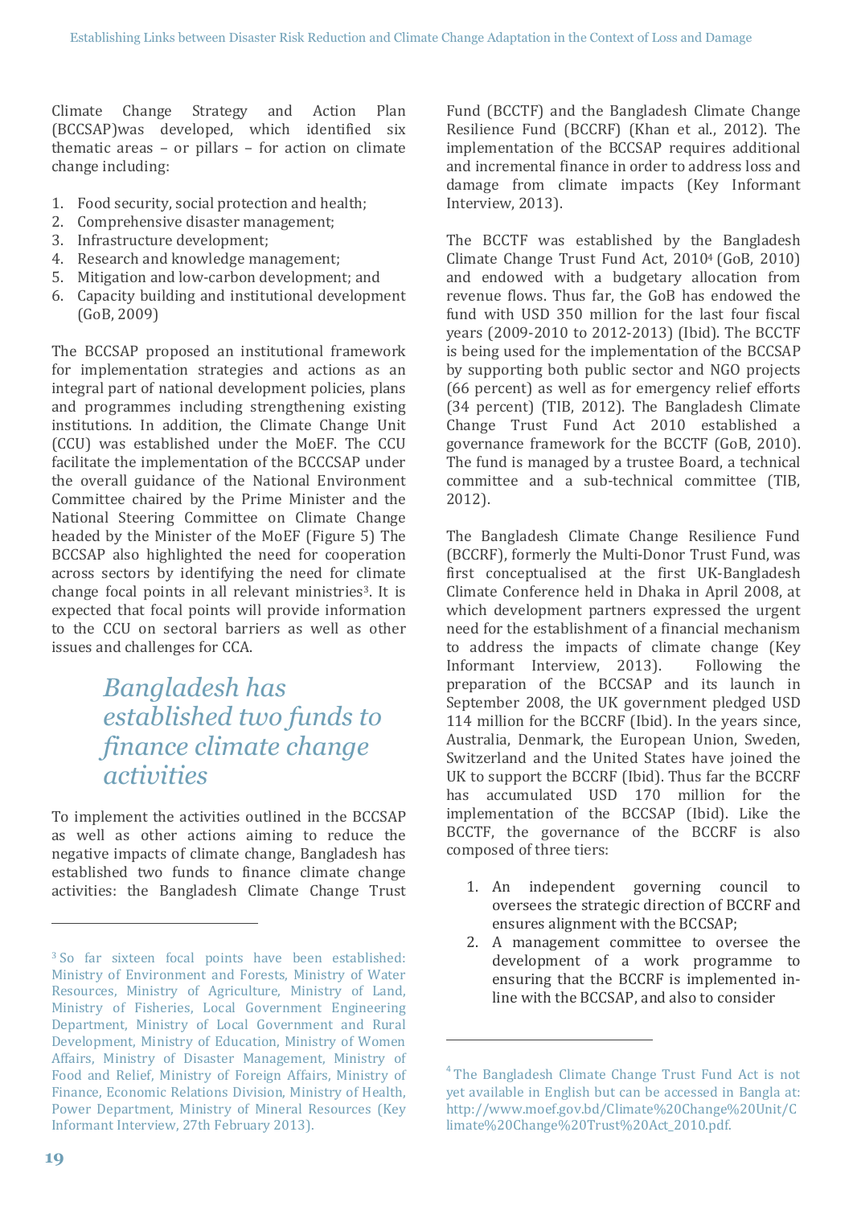Climate Change Strategy and Action Plan (BCCSAP)was developed, which identified six thematic areas – or pillars – for action on climate change including:

1. Food security, social protection and health;
2. Comprehensive disaster management;
3. Infrastructure development;
4. Research and knowledge management;
5. Mitigation and low-carbon development; and
6. Capacity building and institutional development (GoB, 2009)

The BCCSAP proposed an institutional framework for implementation strategies and actions as an integral part of national development policies, plans and programmes including strengthening existing institutions. In addition, the Climate Change Unit (CCU) was established under the MoEF. The CCU facilitate the implementation of the BCCCSAP under the overall guidance of the National Environment Committee chaired by the Prime Minister and the National Steering Committee on Climate Change headed by the Minister of the MoEF (Figure 5) The BCCSAP also highlighted the need for cooperation across sectors by identifying the need for climate change focal points in all relevant ministries[3]. It is expected that focal points will provide information to the CCU on sectoral barriers as well as other issues and challenges for CCA.

> *Bangladesh has established two funds to finance climate change activities*

To implement the activities outlined in the BCCSAP as well as other actions aiming to reduce the negative impacts of climate change, Bangladesh has established two funds to finance climate change activities: the Bangladesh Climate Change Trust Fund (BCCTF) and the Bangladesh Climate Change Resilience Fund (BCCRF) (Khan et al., 2012). The implementation of the BCCSAP requires additional and incremental finance in order to address loss and damage from climate impacts (Key Informant Interview, 2013).

The BCCTF was established by the Bangladesh Climate Change Trust Fund Act, 2010[4] (GoB, 2010) and endowed with a budgetary allocation from revenue flows. Thus far, the GoB has endowed the fund with USD 350 million for the last four fiscal years (2009-2010 to 2012-2013) (Ibid). The BCCTF is being used for the implementation of the BCCSAP by supporting both public sector and NGO projects (66 percent) as well as for emergency relief efforts (34 percent) (TIB, 2012). The Bangladesh Climate Change Trust Fund Act 2010 established a governance framework for the BCCTF (GoB, 2010). The fund is managed by a trustee Board, a technical committee and a sub-technical committee (TIB, 2012).

The Bangladesh Climate Change Resilience Fund (BCCRF), formerly the Multi-Donor Trust Fund, was first conceptualised at the first UK-Bangladesh Climate Conference held in Dhaka in April 2008, at which development partners expressed the urgent need for the establishment of a financial mechanism to address the impacts of climate change (Key Informant Interview, 2013). Following the preparation of the BCCSAP and its launch in September 2008, the UK government pledged USD 114 million for the BCCRF (Ibid). In the years since, Australia, Denmark, the European Union, Sweden, Switzerland and the United States have joined the UK to support the BCCRF (Ibid). Thus far the BCCRF has accumulated USD 170 million for the implementation of the BCCSAP (Ibid). Like the BCCTF, the governance of the BCCRF is also composed of three tiers:

1. An independent governing council to oversees the strategic direction of BCCRF and ensures alignment with the BCCSAP;
2. A management committee to oversee the development of a work programme to ensuring that the BCCRF is implemented in-line with the BCCSAP, and also to consider

---

[3] So far sixteen focal points have been established: Ministry of Environment and Forests, Ministry of Water Resources, Ministry of Agriculture, Ministry of Land, Ministry of Fisheries, Local Government Engineering Department, Ministry of Local Government and Rural Development, Ministry of Education, Ministry of Women Affairs, Ministry of Disaster Management, Ministry of Food and Relief, Ministry of Foreign Affairs, Ministry of Finance, Economic Relations Division, Ministry of Health, Power Department, Ministry of Mineral Resources (Key Informant Interview, 27th February 2013).

[4] The Bangladesh Climate Change Trust Fund Act is not yet available in English but can be accessed in Bangla at: http://www.moef.gov.bd/Climate%20Change%20Unit/Climate%20Change%20Trust%20Act_2010.pdf.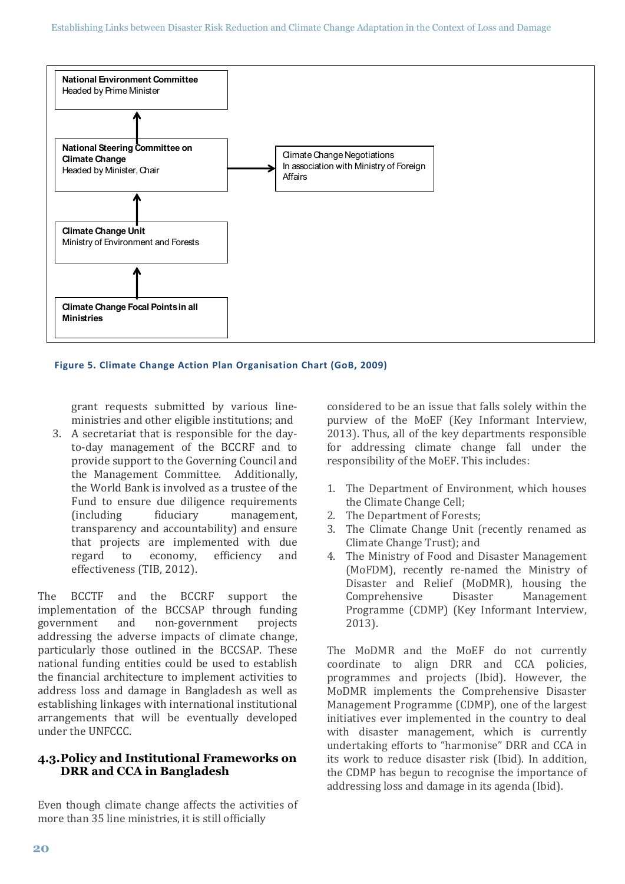**National Environment Committee**
Headed by Prime Minister

↑

**National Steering Committee on Climate Change**
Headed by Minister, Chair → Climate Change Negotiations In association with Ministry of Foreign Affairs

↑

**Climate Change Unit**
Ministry of Environment and Forests

↑

**Climate Change Focal Points in all Ministries**

**Figure 5. Climate Change Action Plan Organisation Chart (GoB, 2009)**

grant requests submitted by various line-ministries and other eligible institutions; and

3. A secretariat that is responsible for the day-to-day management of the BCCRF and to provide support to the Governing Council and the Management Committee. Additionally, the World Bank is involved as a trustee of the Fund to ensure due diligence requirements (including fiduciary management, transparency and accountability) and ensure that projects are implemented with due regard to economy, efficiency and effectiveness (TIB, 2012).

The BCCTF and the BCCRF support the implementation of the BCCSAP through funding government and non-government projects addressing the adverse impacts of climate change, particularly those outlined in the BCCSAP. These national funding entities could be used to establish the financial architecture to implement activities to address loss and damage in Bangladesh as well as establishing linkages with international institutional arrangements that will be eventually developed under the UNFCCC.

## 4.3. Policy and Institutional Frameworks on DRR and CCA in Bangladesh

Even though climate change affects the activities of more than 35 line ministries, it is still officially considered to be an issue that falls solely within the purview of the MoEF (Key Informant Interview, 2013). Thus, all of the key departments responsible for addressing climate change fall under the responsibility of the MoEF. This includes:

1. The Department of Environment, which houses the Climate Change Cell;
2. The Department of Forests;
3. The Climate Change Unit (recently renamed as Climate Change Trust); and
4. The Ministry of Food and Disaster Management (MoFDM), recently re-named the Ministry of Disaster and Relief (MoDMR), housing the Comprehensive Disaster Management Programme (CDMP) (Key Informant Interview, 2013).

The MoDMR and the MoEF do not currently coordinate to align DRR and CCA policies, programmes and projects (Ibid). However, the MoDMR implements the Comprehensive Disaster Management Programme (CDMP), one of the largest initiatives ever implemented in the country to deal with disaster management, which is currently undertaking efforts to "harmonise" DRR and CCA in its work to reduce disaster risk (Ibid). In addition, the CDMP has begun to recognise the importance of addressing loss and damage in its agenda (Ibid).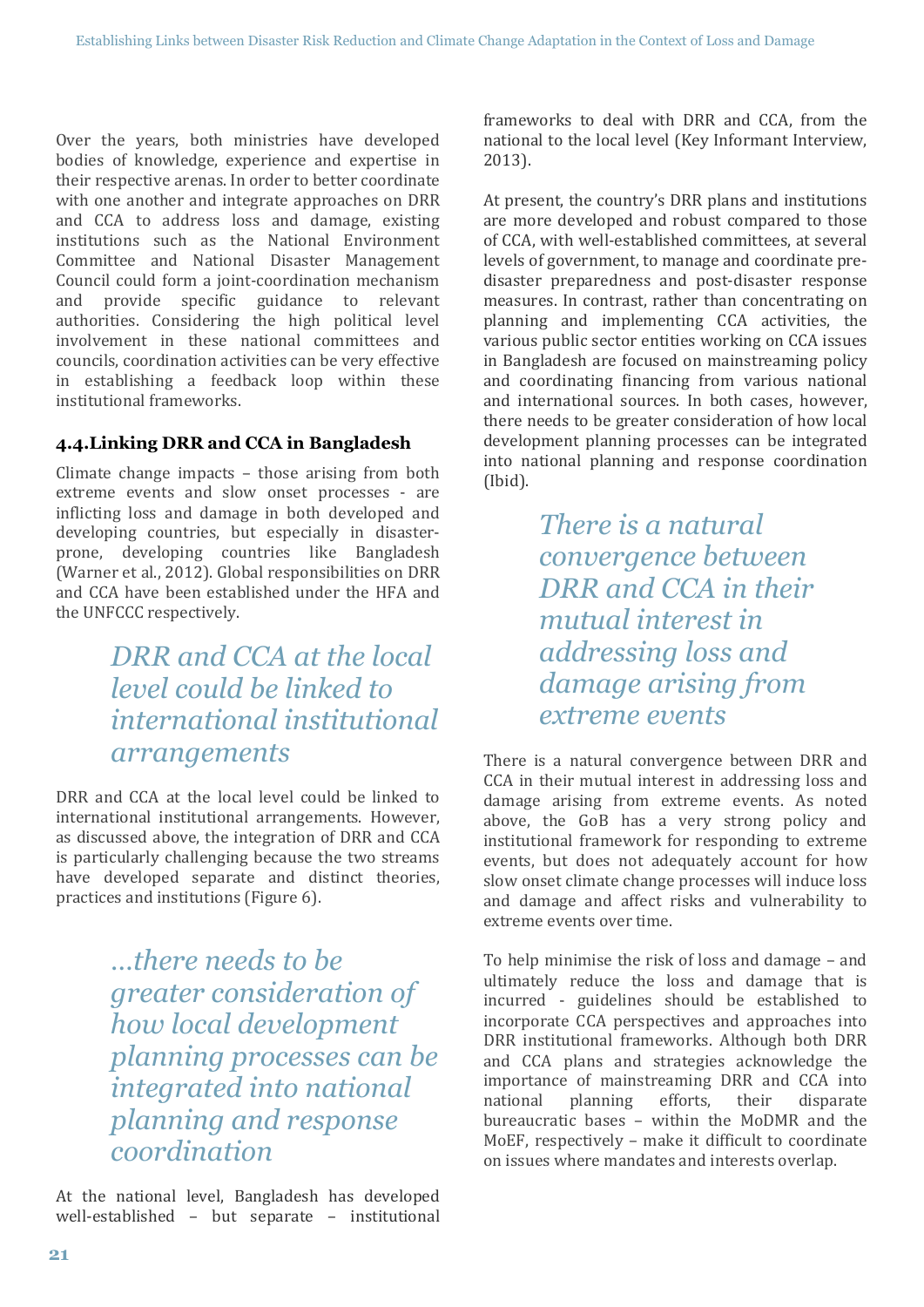Over the years, both ministries have developed bodies of knowledge, experience and expertise in their respective arenas. In order to better coordinate with one another and integrate approaches on DRR and CCA to address loss and damage, existing institutions such as the National Environment Committee and National Disaster Management Council could form a joint-coordination mechanism and provide specific guidance to relevant authorities. Considering the high political level involvement in these national committees and councils, coordination activities can be very effective in establishing a feedback loop within these institutional frameworks.

### 4.4. Linking DRR and CCA in Bangladesh

Climate change impacts – those arising from both extreme events and slow onset processes - are inflicting loss and damage in both developed and developing countries, but especially in disaster-prone, developing countries like Bangladesh (Warner et al., 2012). Global responsibilities on DRR and CCA have been established under the HFA and the UNFCCC respectively.

> *DRR and CCA at the local level could be linked to international institutional arrangements*

DRR and CCA at the local level could be linked to international institutional arrangements. However, as discussed above, the integration of DRR and CCA is particularly challenging because the two streams have developed separate and distinct theories, practices and institutions (Figure 6).

> *...there needs to be greater consideration of how local development planning processes can be integrated into national planning and response coordination*

At the national level, Bangladesh has developed well-established – but separate – institutional frameworks to deal with DRR and CCA, from the national to the local level (Key Informant Interview, 2013).

At present, the country's DRR plans and institutions are more developed and robust compared to those of CCA, with well-established committees, at several levels of government, to manage and coordinate pre-disaster preparedness and post-disaster response measures. In contrast, rather than concentrating on planning and implementing CCA activities, the various public sector entities working on CCA issues in Bangladesh are focused on mainstreaming policy and coordinating financing from various national and international sources. In both cases, however, there needs to be greater consideration of how local development planning processes can be integrated into national planning and response coordination (Ibid).

> *There is a natural convergence between DRR and CCA in their mutual interest in addressing loss and damage arising from extreme events*

There is a natural convergence between DRR and CCA in their mutual interest in addressing loss and damage arising from extreme events. As noted above, the GoB has a very strong policy and institutional framework for responding to extreme events, but does not adequately account for how slow onset climate change processes will induce loss and damage and affect risks and vulnerability to extreme events over time.

To help minimise the risk of loss and damage – and ultimately reduce the loss and damage that is incurred - guidelines should be established to incorporate CCA perspectives and approaches into DRR institutional frameworks. Although both DRR and CCA plans and strategies acknowledge the importance of mainstreaming DRR and CCA into national planning efforts, their disparate bureaucratic bases – within the MoDMR and the MoEF, respectively – make it difficult to coordinate on issues where mandates and interests overlap.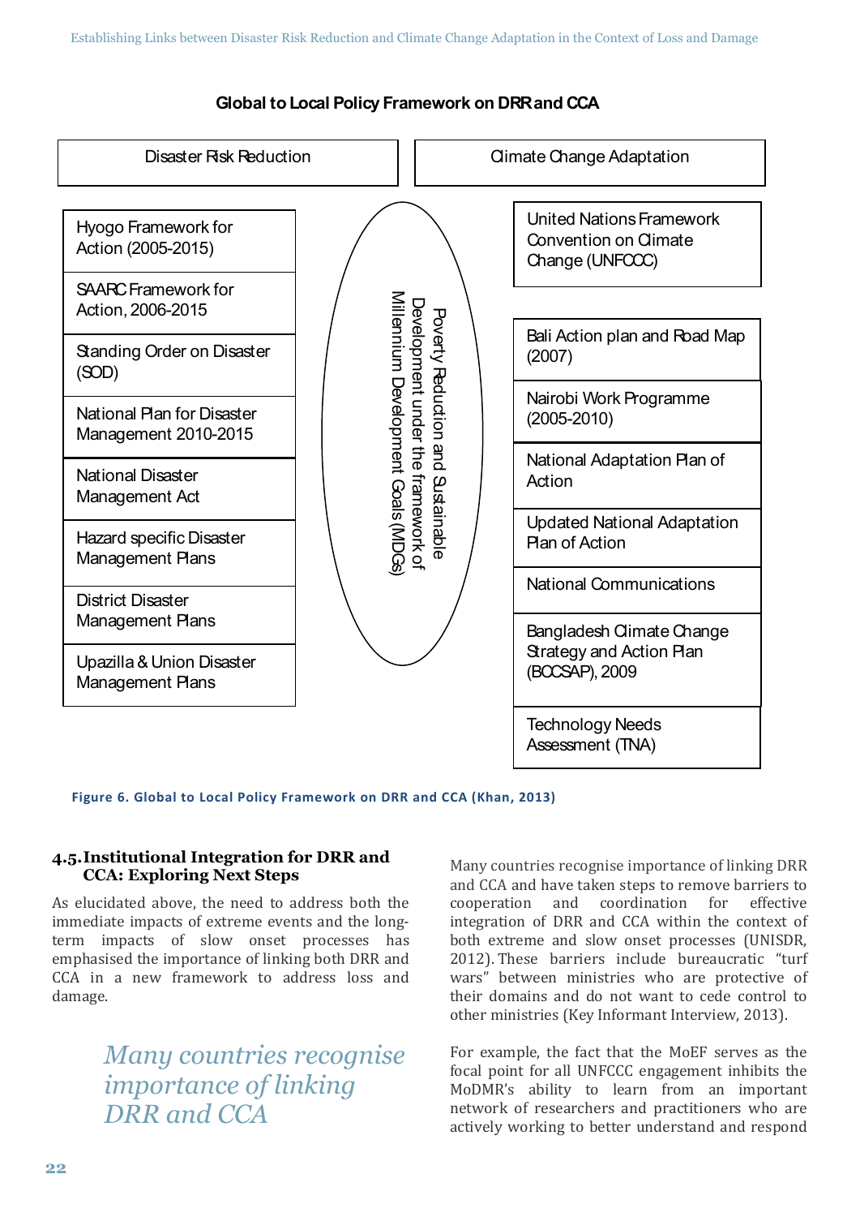**Global to Local Policy Framework on DRR and CCA**

| Disaster Risk Reduction | | Climate Change Adaptation |
|---|---|---|
| Hyogo Framework for Action (2005-2015) | Poverty Reduction and Sustainable Development under the framework of Millennium Development Goals (MDGs) | United Nations Framework Convention on Climate Change (UNFCCC) |
| SAARC Framework for Action, 2006-2015 | | Bali Action plan and Road Map (2007) |
| Standing Order on Disaster (SOD) | | Nairobi Work Programme (2005-2010) |
| National Plan for Disaster Management 2010-2015 | | National Adaptation Plan of Action |
| National Disaster Management Act | | Updated National Adaptation Plan of Action |
| Hazard specific Disaster Management Plans | | National Communications |
| District Disaster Management Plans | | Bangladesh Climate Change Strategy and Action Plan (BCCSAP), 2009 |
| Upazilla & Union Disaster Management Plans | | Technology Needs Assessment (TNA) |

**Figure 6. Global to Local Policy Framework on DRR and CCA (Khan, 2013)**

## 4.5. Institutional Integration for DRR and CCA: Exploring Next Steps

As elucidated above, the need to address both the immediate impacts of extreme events and the long-term impacts of slow onset processes has emphasised the importance of linking both DRR and CCA in a new framework to address loss and damage.

> *Many countries recognise importance of linking DRR and CCA*

Many countries recognise importance of linking DRR and CCA and have taken steps to remove barriers to cooperation and coordination for effective integration of DRR and CCA within the context of both extreme and slow onset processes (UNISDR, 2012). These barriers include bureaucratic "turf wars" between ministries who are protective of their domains and do not want to cede control to other ministries (Key Informant Interview, 2013).

For example, the fact that the MoEF serves as the focal point for all UNFCCC engagement inhibits the MoDMR's ability to learn from an important network of researchers and practitioners who are actively working to better understand and respond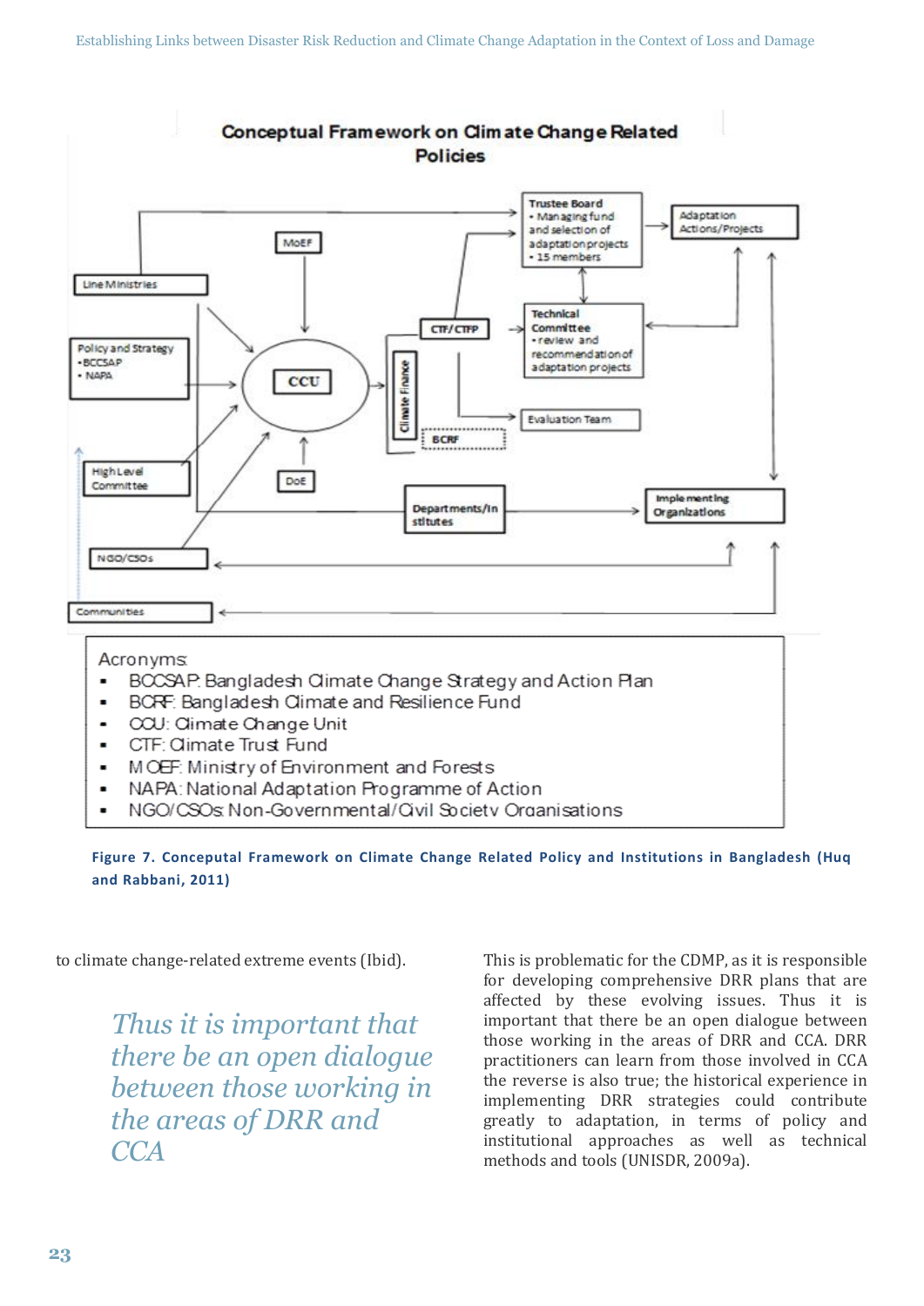**Conceptual Framework on Climate Change Related Policies**

Trustee Board
- Managing fund and selection of adaptation projects
- 15 members

Adaptation Actions/Projects

MoEF

Line Ministries

Technical Committee
- review and recommendation of adaptation projects

CTF/CTFP

Policy and Strategy
- BCCSAP
- NAPA

CCU

Climate Finance

Evaluation Team

BCRF

High Level Committee

DoE

Departments/Institutes

Implementing Organizations

NGO/CSOs

Communities

Acronyms
- BCCSAP: Bangladesh Climate Change Strategy and Action Plan
- BCRF: Bangladesh Climate and Resilience Fund
- CCU: Climate Change Unit
- CTF: Climate Trust Fund
- MOEF: Ministry of Environment and Forests
- NAPA: National Adaptation Programme of Action
- NGO/CSOs: Non-Governmental/Civil Society Organisations

**Figure 7. Conceputal Framework on Climate Change Related Policy and Institutions in Bangladesh (Huq and Rabbani, 2011)**

to climate change-related extreme events (Ibid).

*Thus it is important that there be an open dialogue between those working in the areas of DRR and CCA*

This is problematic for the CDMP, as it is responsible for developing comprehensive DRR plans that are affected by these evolving issues. Thus it is important that there be an open dialogue between those working in the areas of DRR and CCA. DRR practitioners can learn from those involved in CCA the reverse is also true; the historical experience in implementing DRR strategies could contribute greatly to adaptation, in terms of policy and institutional approaches as well as technical methods and tools (UNISDR, 2009a).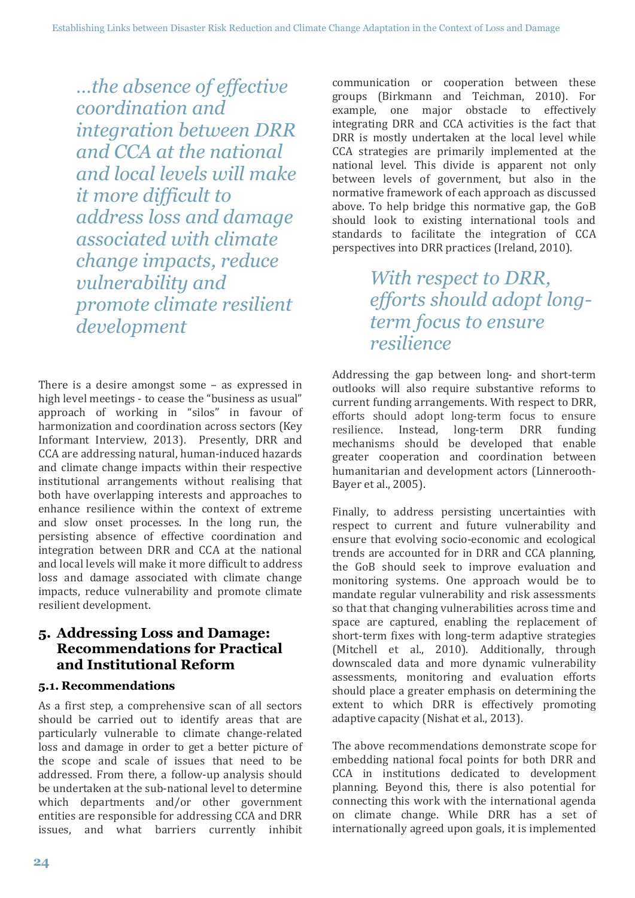*...the absence of effective coordination and integration between DRR and CCA at the national and local levels will make it more difficult to address loss and damage associated with climate change impacts, reduce vulnerability and promote climate resilient development*

There is a desire amongst some – as expressed in high level meetings - to cease the "business as usual" approach of working in "silos" in favour of harmonization and coordination across sectors (Key Informant Interview, 2013). Presently, DRR and CCA are addressing natural, human-induced hazards and climate change impacts within their respective institutional arrangements without realising that both have overlapping interests and approaches to enhance resilience within the context of extreme and slow onset processes. In the long run, the persisting absence of effective coordination and integration between DRR and CCA at the national and local levels will make it more difficult to address loss and damage associated with climate change impacts, reduce vulnerability and promote climate resilient development.

# 5. Addressing Loss and Damage: Recommendations for Practical and Institutional Reform

## 5.1. Recommendations

As a first step, a comprehensive scan of all sectors should be carried out to identify areas that are particularly vulnerable to climate change-related loss and damage in order to get a better picture of the scope and scale of issues that need to be addressed. From there, a follow-up analysis should be undertaken at the sub-national level to determine which departments and/or other government entities are responsible for addressing CCA and DRR issues, and what barriers currently inhibit communication or cooperation between these groups (Birkmann and Teichman, 2010). For example, one major obstacle to effectively integrating DRR and CCA activities is the fact that DRR is mostly undertaken at the local level while CCA strategies are primarily implemented at the national level. This divide is apparent not only between levels of government, but also in the normative framework of each approach as discussed above. To help bridge this normative gap, the GoB should look to existing international tools and standards to facilitate the integration of CCA perspectives into DRR practices (Ireland, 2010).

*With respect to DRR, efforts should adopt long-term focus to ensure resilience*

Addressing the gap between long- and short-term outlooks will also require substantive reforms to current funding arrangements. With respect to DRR, efforts should adopt long-term focus to ensure resilience. Instead, long-term DRR funding mechanisms should be developed that enable greater cooperation and coordination between humanitarian and development actors (Linnerooth-Bayer et al., 2005).

Finally, to address persisting uncertainties with respect to current and future vulnerability and ensure that evolving socio-economic and ecological trends are accounted for in DRR and CCA planning, the GoB should seek to improve evaluation and monitoring systems. One approach would be to mandate regular vulnerability and risk assessments so that that changing vulnerabilities across time and space are captured, enabling the replacement of short-term fixes with long-term adaptive strategies (Mitchell et al., 2010). Additionally, through downscaled data and more dynamic vulnerability assessments, monitoring and evaluation efforts should place a greater emphasis on determining the extent to which DRR is effectively promoting adaptive capacity (Nishat et al., 2013).

The above recommendations demonstrate scope for embedding national focal points for both DRR and CCA in institutions dedicated to development planning. Beyond this, there is also potential for connecting this work with the international agenda on climate change. While DRR has a set of internationally agreed upon goals, it is implemented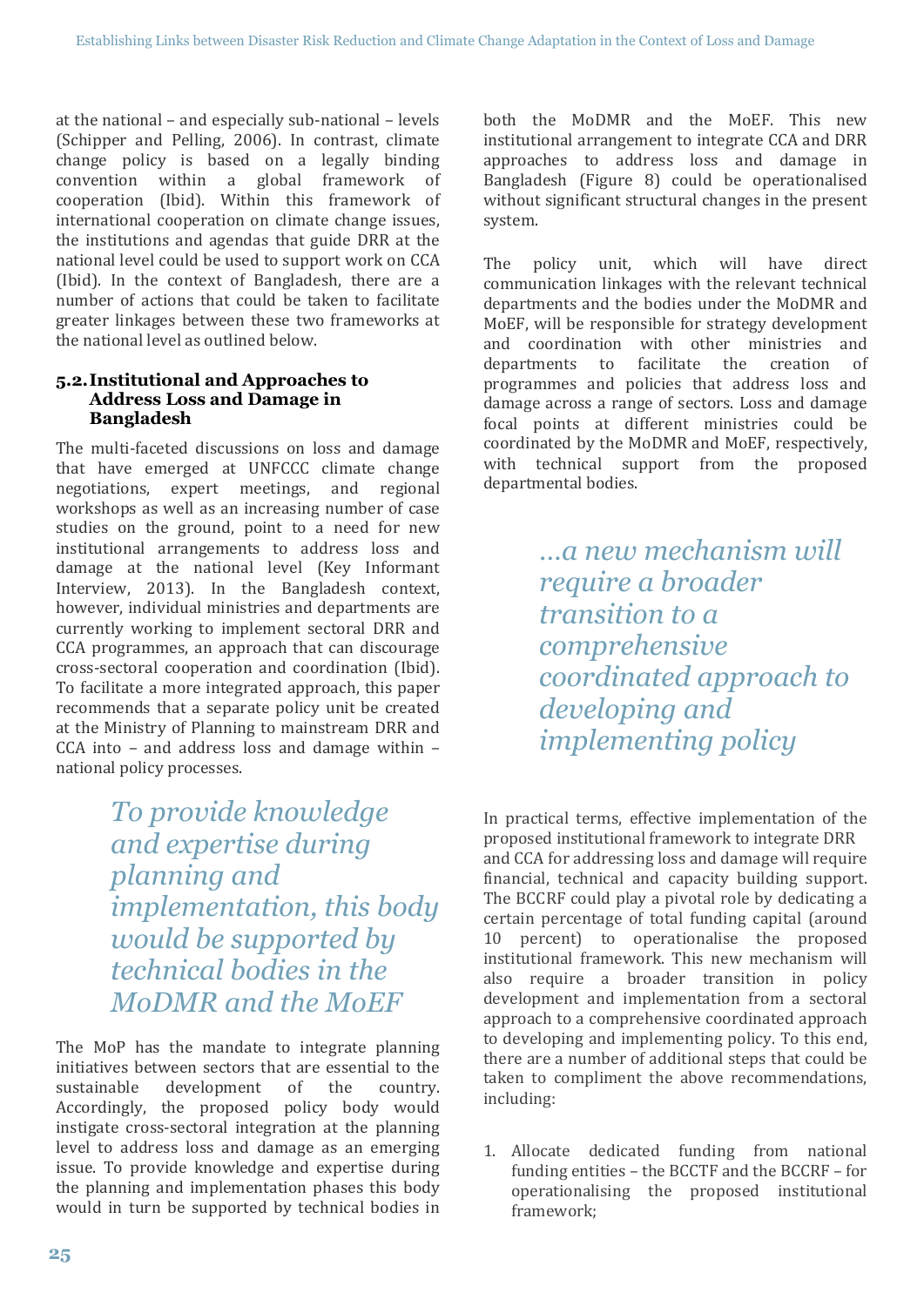at the national – and especially sub-national – levels (Schipper and Pelling, 2006). In contrast, climate change policy is based on a legally binding convention within a global framework of cooperation (Ibid). Within this framework of international cooperation on climate change issues, the institutions and agendas that guide DRR at the national level could be used to support work on CCA (Ibid). In the context of Bangladesh, there are a number of actions that could be taken to facilitate greater linkages between these two frameworks at the national level as outlined below.

### 5.2. Institutional and Approaches to Address Loss and Damage in Bangladesh

The multi-faceted discussions on loss and damage that have emerged at UNFCCC climate change negotiations, expert meetings, and regional workshops as well as an increasing number of case studies on the ground, point to a need for new institutional arrangements to address loss and damage at the national level (Key Informant Interview, 2013). In the Bangladesh context, however, individual ministries and departments are currently working to implement sectoral DRR and CCA programmes, an approach that can discourage cross-sectoral cooperation and coordination (Ibid). To facilitate a more integrated approach, this paper recommends that a separate policy unit be created at the Ministry of Planning to mainstream DRR and CCA into – and address loss and damage within – national policy processes.

> *To provide knowledge and expertise during planning and implementation, this body would be supported by technical bodies in the MoDMR and the MoEF*

The MoP has the mandate to integrate planning initiatives between sectors that are essential to the sustainable development of the country. Accordingly, the proposed policy body would instigate cross-sectoral integration at the planning level to address loss and damage as an emerging issue. To provide knowledge and expertise during the planning and implementation phases this body would in turn be supported by technical bodies in both the MoDMR and the MoEF. This new institutional arrangement to integrate CCA and DRR approaches to address loss and damage in Bangladesh (Figure 8) could be operationalised without significant structural changes in the present system.

The policy unit, which will have direct communication linkages with the relevant technical departments and the bodies under the MoDMR and MoEF, will be responsible for strategy development and coordination with other ministries and departments to facilitate the creation of programmes and policies that address loss and damage across a range of sectors. Loss and damage focal points at different ministries could be coordinated by the MoDMR and MoEF, respectively, with technical support from the proposed departmental bodies.

> *...a new mechanism will require a broader transition to a comprehensive coordinated approach to developing and implementing policy*

In practical terms, effective implementation of the proposed institutional framework to integrate DRR and CCA for addressing loss and damage will require financial, technical and capacity building support. The BCCRF could play a pivotal role by dedicating a certain percentage of total funding capital (around 10 percent) to operationalise the proposed institutional framework. This new mechanism will also require a broader transition in policy development and implementation from a sectoral approach to a comprehensive coordinated approach to developing and implementing policy. To this end, there are a number of additional steps that could be taken to compliment the above recommendations, including:

1. Allocate dedicated funding from national funding entities – the BCCTF and the BCCRF – for operationalising the proposed institutional framework;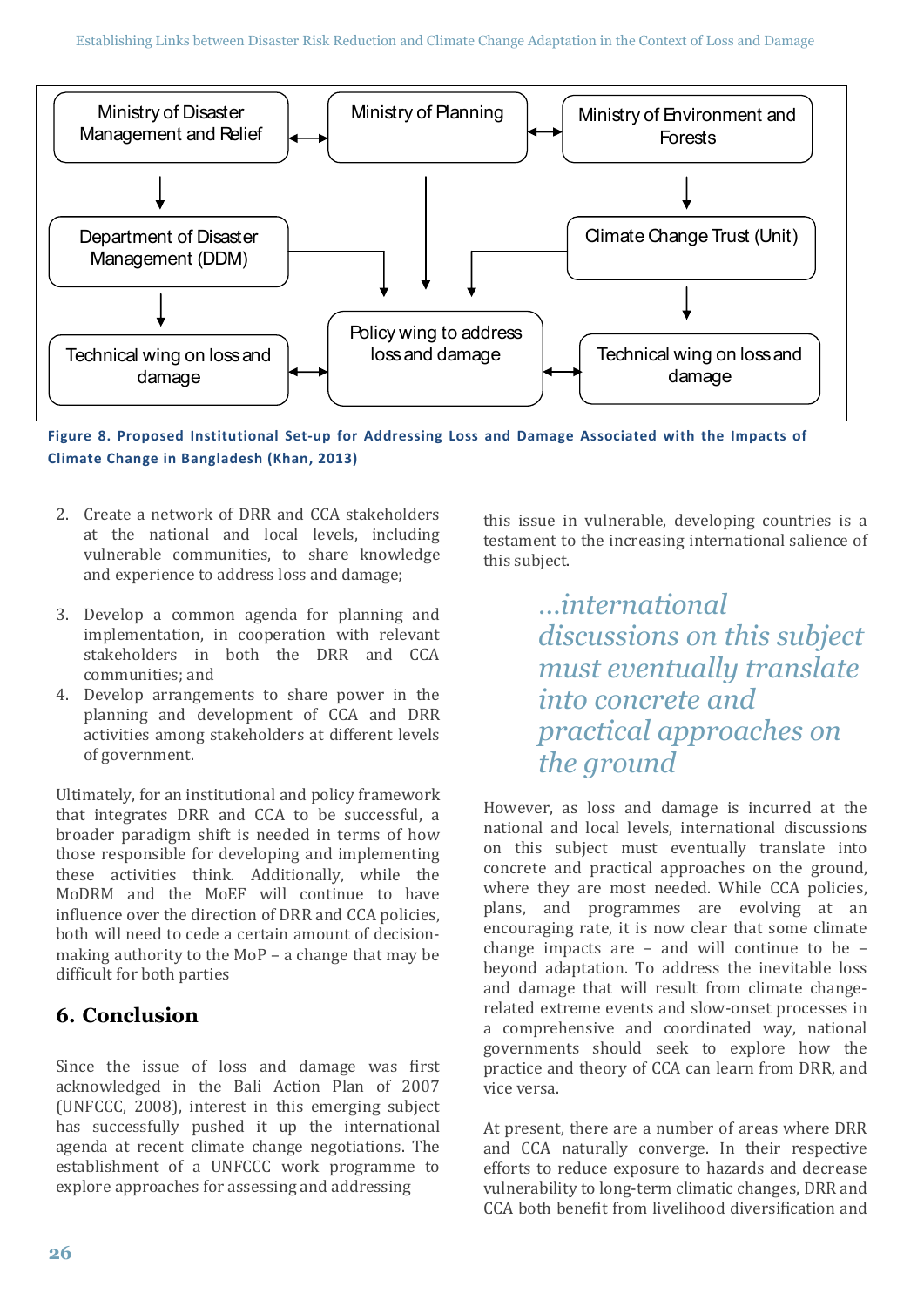**Figure 8. Proposed Institutional Set-up for Addressing Loss and Damage Associated with the Impacts of Climate Change in Bangladesh (Khan, 2013)**

2. Create a network of DRR and CCA stakeholders at the national and local levels, including vulnerable communities, to share knowledge and experience to address loss and damage;

3. Develop a common agenda for planning and implementation, in cooperation with relevant stakeholders in both the DRR and CCA communities; and
4. Develop arrangements to share power in the planning and development of CCA and DRR activities among stakeholders at different levels of government.

Ultimately, for an institutional and policy framework that integrates DRR and CCA to be successful, a broader paradigm shift is needed in terms of how those responsible for developing and implementing these activities think. Additionally, while the MoDRM and the MoEF will continue to have influence over the direction of DRR and CCA policies, both will need to cede a certain amount of decision-making authority to the MoP – a change that may be difficult for both parties

## 6. Conclusion

Since the issue of loss and damage was first acknowledged in the Bali Action Plan of 2007 (UNFCCC, 2008), interest in this emerging subject has successfully pushed it up the international agenda at recent climate change negotiations. The establishment of a UNFCCC work programme to explore approaches for assessing and addressing this issue in vulnerable, developing countries is a testament to the increasing international salience of this subject.

*...international discussions on this subject must eventually translate into concrete and practical approaches on the ground*

However, as loss and damage is incurred at the national and local levels, international discussions on this subject must eventually translate into concrete and practical approaches on the ground, where they are most needed. While CCA policies, plans, and programmes are evolving at an encouraging rate, it is now clear that some climate change impacts are – and will continue to be – beyond adaptation. To address the inevitable loss and damage that will result from climate change-related extreme events and slow-onset processes in a comprehensive and coordinated way, national governments should seek to explore how the practice and theory of CCA can learn from DRR, and vice versa.

At present, there are a number of areas where DRR and CCA naturally converge. In their respective efforts to reduce exposure to hazards and decrease vulnerability to long-term climatic changes, DRR and CCA both benefit from livelihood diversification and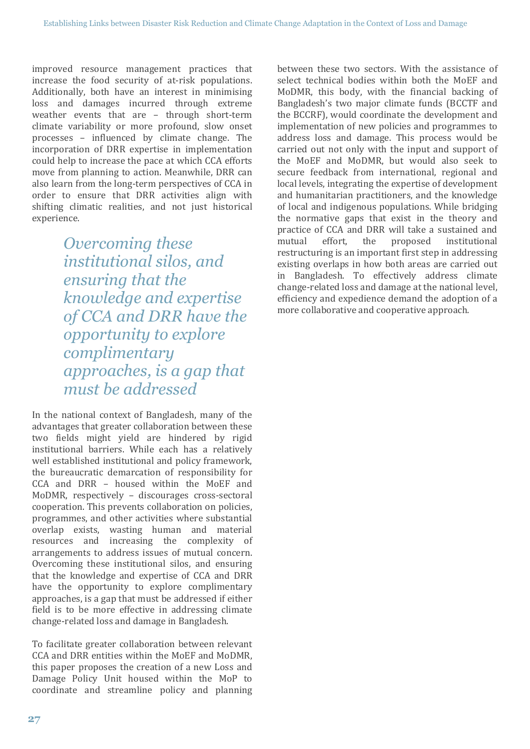improved resource management practices that increase the food security of at-risk populations. Additionally, both have an interest in minimising loss and damages incurred through extreme weather events that are – through short-term climate variability or more profound, slow onset processes – influenced by climate change. The incorporation of DRR expertise in implementation could help to increase the pace at which CCA efforts move from planning to action. Meanwhile, DRR can also learn from the long-term perspectives of CCA in order to ensure that DRR activities align with shifting climatic realities, and not just historical experience.

> *Overcoming these institutional silos, and ensuring that the knowledge and expertise of CCA and DRR have the opportunity to explore complimentary approaches, is a gap that must be addressed*

In the national context of Bangladesh, many of the advantages that greater collaboration between these two fields might yield are hindered by rigid institutional barriers. While each has a relatively well established institutional and policy framework, the bureaucratic demarcation of responsibility for CCA and DRR – housed within the MoEF and MoDMR, respectively – discourages cross-sectoral cooperation. This prevents collaboration on policies, programmes, and other activities where substantial overlap exists, wasting human and material resources and increasing the complexity of arrangements to address issues of mutual concern. Overcoming these institutional silos, and ensuring that the knowledge and expertise of CCA and DRR have the opportunity to explore complimentary approaches, is a gap that must be addressed if either field is to be more effective in addressing climate change-related loss and damage in Bangladesh.

To facilitate greater collaboration between relevant CCA and DRR entities within the MoEF and MoDMR, this paper proposes the creation of a new Loss and Damage Policy Unit housed within the MoP to coordinate and streamline policy and planning between these two sectors. With the assistance of select technical bodies within both the MoEF and MoDMR, this body, with the financial backing of Bangladesh's two major climate funds (BCCTF and the BCCRF), would coordinate the development and implementation of new policies and programmes to address loss and damage. This process would be carried out not only with the input and support of the MoEF and MoDMR, but would also seek to secure feedback from international, regional and local levels, integrating the expertise of development and humanitarian practitioners, and the knowledge of local and indigenous populations. While bridging the normative gaps that exist in the theory and practice of CCA and DRR will take a sustained and mutual effort, the proposed institutional restructuring is an important first step in addressing existing overlaps in how both areas are carried out in Bangladesh. To effectively address climate change-related loss and damage at the national level, efficiency and expedience demand the adoption of a more collaborative and cooperative approach.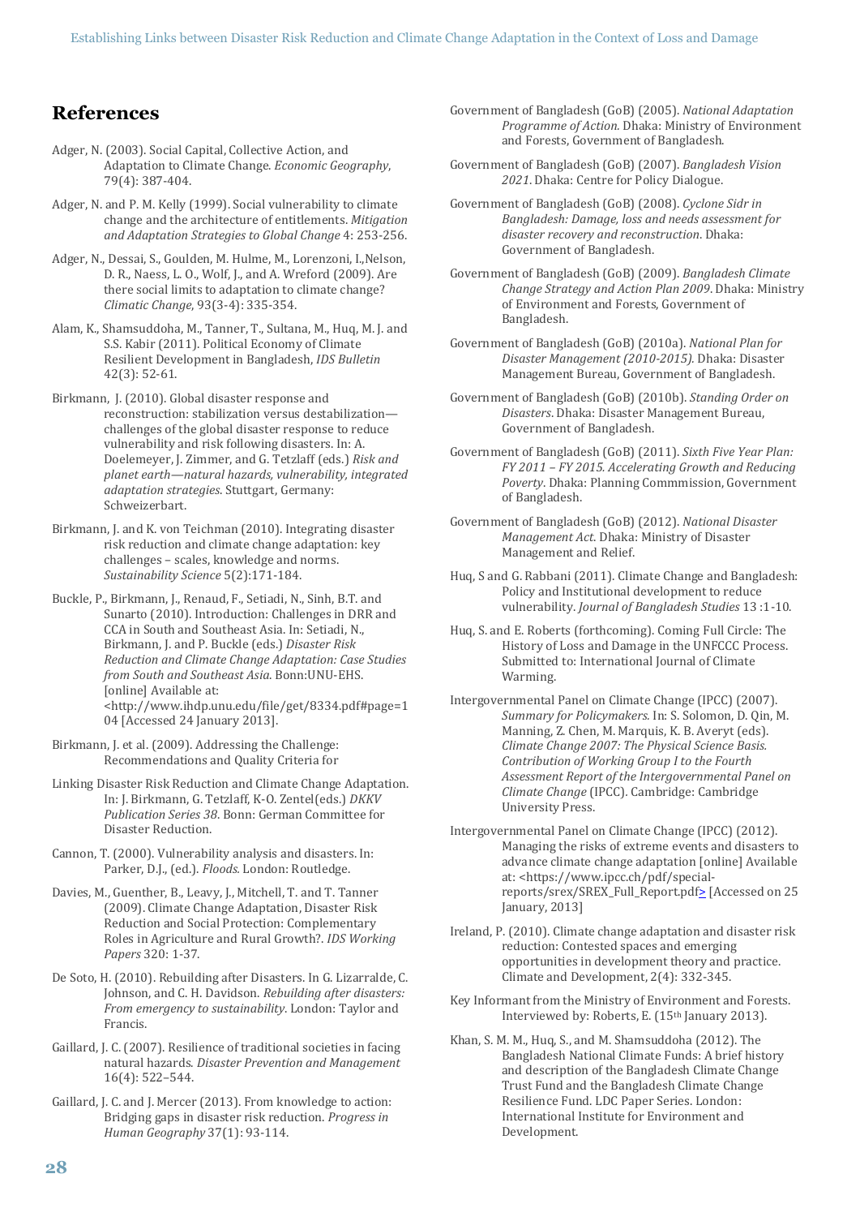# References

Adger, N. (2003). Social Capital, Collective Action, and Adaptation to Climate Change. *Economic Geography*, 79(4): 387-404.

Adger, N. and P. M. Kelly (1999). Social vulnerability to climate change and the architecture of entitlements. *Mitigation and Adaptation Strategies to Global Change* 4: 253-256.

Adger, N., Dessai, S., Goulden, M. Hulme, M., Lorenzoni, I.,Nelson, D. R., Naess, L. O., Wolf, J., and A. Wreford (2009). Are there social limits to adaptation to climate change? *Climatic Change*, 93(3-4): 335-354.

Alam, K., Shamsuddoha, M., Tanner, T., Sultana, M., Huq, M. J. and S.S. Kabir (2011). Political Economy of Climate Resilient Development in Bangladesh, *IDS Bulletin* 42(3): 52-61.

Birkmann, J. (2010). Global disaster response and reconstruction: stabilization versus destabilization—challenges of the global disaster response to reduce vulnerability and risk following disasters. In: A. Doelemeyer, J. Zimmer, and G. Tetzlaff (eds.) *Risk and planet earth—natural hazards, vulnerability, integrated adaptation strategies*. Stuttgart, Germany: Schweizerbart.

Birkmann, J. and K. von Teichman (2010). Integrating disaster risk reduction and climate change adaptation: key challenges – scales, knowledge and norms. *Sustainability Science* 5(2):171-184.

Buckle, P., Birkmann, J., Renaud, F., Setiadi, N., Sinh, B.T. and Sunarto (2010). Introduction: Challenges in DRR and CCA in South and Southeast Asia. In: Setiadi, N., Birkmann, J. and P. Buckle (eds.) *Disaster Risk Reduction and Climate Change Adaptation: Case Studies from South and Southeast Asia*. Bonn:UNU-EHS. [online] Available at: <http://www.ihdp.unu.edu/file/get/8334.pdf#page=104 [Accessed 24 January 2013].

Birkmann, J. et al. (2009). Addressing the Challenge: Recommendations and Quality Criteria for

Linking Disaster Risk Reduction and Climate Change Adaptation. In: J. Birkmann, G. Tetzlaff, K-O. Zentel(eds.) *DKKV Publication Series 38*. Bonn: German Committee for Disaster Reduction.

Cannon, T. (2000). Vulnerability analysis and disasters. In: Parker, D.J., (ed.). *Floods*. London: Routledge.

Davies, M., Guenther, B., Leavy, J., Mitchell, T. and T. Tanner (2009). Climate Change Adaptation, Disaster Risk Reduction and Social Protection: Complementary Roles in Agriculture and Rural Growth?. *IDS Working Papers* 320: 1-37.

De Soto, H. (2010). Rebuilding after Disasters. In G. Lizarralde, C. Johnson, and C. H. Davidson. *Rebuilding after disasters: From emergency to sustainability*. London: Taylor and Francis.

Gaillard, J. C. (2007). Resilience of traditional societies in facing natural hazards. *Disaster Prevention and Management* 16(4): 522–544.

Gaillard, J. C. and J. Mercer (2013). From knowledge to action: Bridging gaps in disaster risk reduction. *Progress in Human Geography* 37(1): 93-114.

Government of Bangladesh (GoB) (2005). *National Adaptation Programme of Action*. Dhaka: Ministry of Environment and Forests, Government of Bangladesh.

Government of Bangladesh (GoB) (2007). *Bangladesh Vision 2021*. Dhaka: Centre for Policy Dialogue.

Government of Bangladesh (GoB) (2008). *Cyclone Sidr in Bangladesh: Damage, loss and needs assessment for disaster recovery and reconstruction*. Dhaka: Government of Bangladesh.

Government of Bangladesh (GoB) (2009). *Bangladesh Climate Change Strategy and Action Plan 2009*. Dhaka: Ministry of Environment and Forests, Government of Bangladesh.

Government of Bangladesh (GoB) (2010a). *National Plan for Disaster Management (2010-2015).* Dhaka: Disaster Management Bureau, Government of Bangladesh.

Government of Bangladesh (GoB) (2010b). *Standing Order on Disasters*. Dhaka: Disaster Management Bureau, Government of Bangladesh.

Government of Bangladesh (GoB) (2011). *Sixth Five Year Plan: FY 2011 – FY 2015. Accelerating Growth and Reducing Poverty*. Dhaka: Planning Commmission, Government of Bangladesh.

Government of Bangladesh (GoB) (2012). *National Disaster Management Act*. Dhaka: Ministry of Disaster Management and Relief.

Huq, S and G. Rabbani (2011). Climate Change and Bangladesh: Policy and Institutional development to reduce vulnerability. *Journal of Bangladesh Studies* 13 :1-10.

Huq, S. and E. Roberts (forthcoming). Coming Full Circle: The History of Loss and Damage in the UNFCCC Process. Submitted to: International Journal of Climate Warming.

Intergovernmental Panel on Climate Change (IPCC) (2007). *Summary for Policymakers*. In: S. Solomon, D. Qin, M. Manning, Z. Chen, M. Marquis, K. B. Averyt (eds). *Climate Change 2007: The Physical Science Basis. Contribution of Working Group I to the Fourth Assessment Report of the Intergovernmental Panel on Climate Change* (IPCC). Cambridge: Cambridge University Press.

Intergovernmental Panel on Climate Change (IPCC) (2012). Managing the risks of extreme events and disasters to advance climate change adaptation [online] Available at: <https://www.ipcc.ch/pdf/special-reports/srex/SREX_Full_Report.pdf> [Accessed on 25 January, 2013]

Ireland, P. (2010). Climate change adaptation and disaster risk reduction: Contested spaces and emerging opportunities in development theory and practice. Climate and Development, 2(4): 332-345.

Key Informant from the Ministry of Environment and Forests. Interviewed by: Roberts, E. (15th January 2013).

Khan, S. M. M., Huq, S., and M. Shamsuddoha (2012). The Bangladesh National Climate Funds: A brief history and description of the Bangladesh Climate Change Trust Fund and the Bangladesh Climate Change Resilience Fund. LDC Paper Series. London: International Institute for Environment and Development.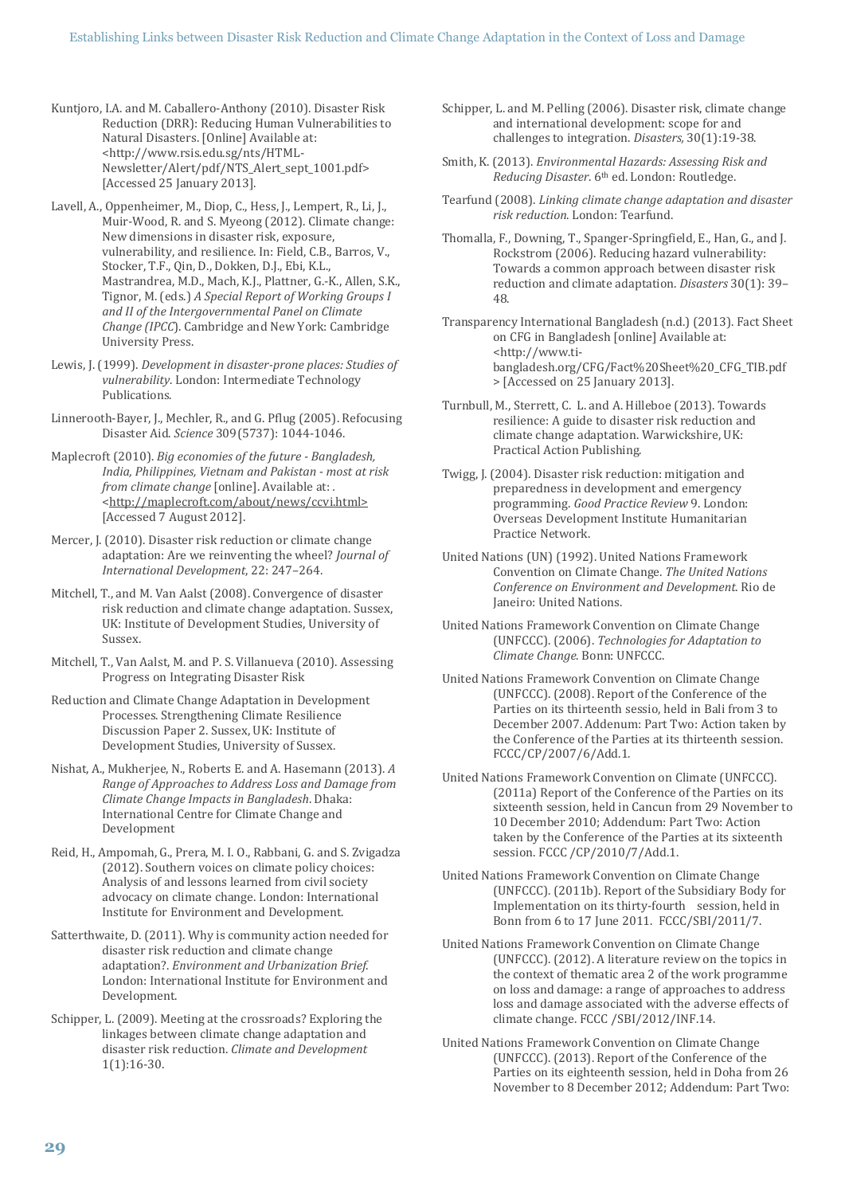Kuntjoro, I.A. and M. Caballero-Anthony (2010). Disaster Risk Reduction (DRR): Reducing Human Vulnerabilities to Natural Disasters. [Online] Available at: <http://www.rsis.edu.sg/nts/HTML-Newsletter/Alert/pdf/NTS_Alert_sept_1001.pdf> [Accessed 25 January 2013].

Lavell, A., Oppenheimer, M., Diop, C., Hess, J., Lempert, R., Li, J., Muir-Wood, R. and S. Myeong (2012). Climate change: New dimensions in disaster risk, exposure, vulnerability, and resilience. In: Field, C.B., Barros, V., Stocker, T.F., Qin, D., Dokken, D.J., Ebi, K.L., Mastrandrea, M.D., Mach, K.J., Plattner, G.-K., Allen, S.K., Tignor, M. (eds.) *A Special Report of Working Groups I and II of the Intergovernmental Panel on Climate Change (IPCC*). Cambridge and New York: Cambridge University Press.

Lewis, J. (1999). *Development in disaster-prone places: Studies of vulnerability*. London: Intermediate Technology Publications.

Linnerooth-Bayer, J., Mechler, R., and G. Pflug (2005). Refocusing Disaster Aid. *Science* 309(5737): 1044-1046.

Maplecroft (2010). *Big economies of the future - Bangladesh, India, Philippines, Vietnam and Pakistan - most at risk from climate change* [online]. Available at: . <http://maplecroft.com/about/news/ccvi.html> [Accessed 7 August 2012].

Mercer, J. (2010). Disaster risk reduction or climate change adaptation: Are we reinventing the wheel? *Journal of International Development*, 22: 247–264.

Mitchell, T., and M. Van Aalst (2008). Convergence of disaster risk reduction and climate change adaptation. Sussex, UK: Institute of Development Studies, University of Sussex.

Mitchell, T., Van Aalst, M. and P. S. Villanueva (2010). Assessing Progress on Integrating Disaster Risk

Reduction and Climate Change Adaptation in Development Processes. Strengthening Climate Resilience Discussion Paper 2. Sussex, UK: Institute of Development Studies, University of Sussex.

Nishat, A., Mukherjee, N., Roberts E. and A. Hasemann (2013). *A Range of Approaches to Address Loss and Damage from Climate Change Impacts in Bangladesh*. Dhaka: International Centre for Climate Change and Development

Reid, H., Ampomah, G., Prera, M. I. O., Rabbani, G. and S. Zvigadza (2012). Southern voices on climate policy choices: Analysis of and lessons learned from civil society advocacy on climate change. London: International Institute for Environment and Development.

Satterthwaite, D. (2011). Why is community action needed for disaster risk reduction and climate change adaptation?. *Environment and Urbanization Brief.* London: International Institute for Environment and Development.

Schipper, L. (2009). Meeting at the crossroads? Exploring the linkages between climate change adaptation and disaster risk reduction. *Climate and Development* 1(1):16-30.

Schipper, L. and M. Pelling (2006). Disaster risk, climate change and international development: scope for and challenges to integration. *Disasters,* 30(1):19-38.

Smith, K. (2013). *Environmental Hazards: Assessing Risk and Reducing Disaster*. 6th ed. London: Routledge.

Tearfund (2008). *Linking climate change adaptation and disaster risk reduction*. London: Tearfund.

Thomalla, F., Downing, T., Spanger-Springfield, E., Han, G., and J. Rockstrom (2006). Reducing hazard vulnerability: Towards a common approach between disaster risk reduction and climate adaptation. *Disasters* 30(1): 39–48.

Transparency International Bangladesh (n.d.) (2013). Fact Sheet on CFG in Bangladesh [online] Available at: <http://www.ti-bangladesh.org/CFG/Fact%20Sheet%20_CFG_TIB.pdf > [Accessed on 25 January 2013].

Turnbull, M., Sterrett, C. L. and A. Hilleboe (2013). Towards resilience: A guide to disaster risk reduction and climate change adaptation. Warwickshire, UK: Practical Action Publishing.

Twigg, J. (2004). Disaster risk reduction: mitigation and preparedness in development and emergency programming. *Good Practice Review* 9. London: Overseas Development Institute Humanitarian Practice Network.

United Nations (UN) (1992). United Nations Framework Convention on Climate Change. *The United Nations Conference on Environment and Development*. Rio de Janeiro: United Nations.

United Nations Framework Convention on Climate Change (UNFCCC). (2006). *Technologies for Adaptation to Climate Change*. Bonn: UNFCCC.

United Nations Framework Convention on Climate Change (UNFCCC). (2008). Report of the Conference of the Parties on its thirteenth sessio, held in Bali from 3 to December 2007. Addenum: Part Two: Action taken by the Conference of the Parties at its thirteenth session. FCCC/CP/2007/6/Add.1.

United Nations Framework Convention on Climate (UNFCCC). (2011a) Report of the Conference of the Parties on its sixteenth session, held in Cancun from 29 November to 10 December 2010; Addendum: Part Two: Action taken by the Conference of the Parties at its sixteenth session. FCCC /CP/2010/7/Add.1.

United Nations Framework Convention on Climate Change (UNFCCC). (2011b). Report of the Subsidiary Body for Implementation on its thirty-fourth session, held in Bonn from 6 to 17 June 2011. FCCC/SBI/2011/7.

United Nations Framework Convention on Climate Change (UNFCCC). (2012). A literature review on the topics in the context of thematic area 2 of the work programme on loss and damage: a range of approaches to address loss and damage associated with the adverse effects of climate change. FCCC /SBI/2012/INF.14.

United Nations Framework Convention on Climate Change (UNFCCC). (2013). Report of the Conference of the Parties on its eighteenth session, held in Doha from 26 November to 8 December 2012; Addendum: Part Two: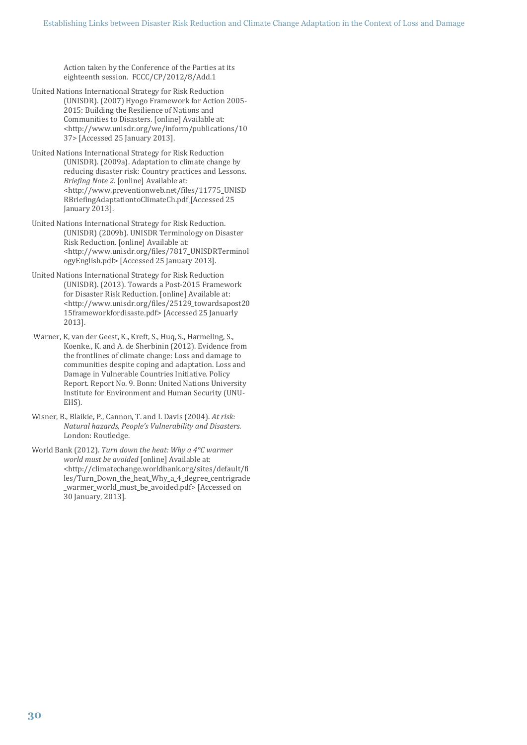Action taken by the Conference of the Parties at its eighteenth session. FCCC/CP/2012/8/Add.1

United Nations International Strategy for Risk Reduction (UNISDR). (2007) Hyogo Framework for Action 2005-2015: Building the Resilience of Nations and Communities to Disasters. [online] Available at: <http://www.unisdr.org/we/inform/publications/1037> [Accessed 25 January 2013].

United Nations International Strategy for Risk Reduction (UNISDR). (2009a). Adaptation to climate change by reducing disaster risk: Country practices and Lessons. *Briefing Note 2.* [online] Available at: <http://www.preventionweb.net/files/11775_UNISDRBriefingAdaptationtoClimateCh.pdf [Accessed 25 January 2013].

United Nations International Strategy for Risk Reduction. (UNISDR) (2009b). UNISDR Terminology on Disaster Risk Reduction. [online] Available at: <http://www.unisdr.org/files/7817_UNISDRTerminologyEnglish.pdf> [Accessed 25 January 2013].

United Nations International Strategy for Risk Reduction (UNISDR). (2013). Towards a Post-2015 Framework for Disaster Risk Reduction. [online] Available at: <http://www.unisdr.org/files/25129_towardsapost2015frameworkfordisaste.pdf> [Accessed 25 Januarly 2013].

Warner, K, van der Geest, K., Kreft, S., Huq, S., Harmeling, S., Koenke., K. and A. de Sherbinin (2012). Evidence from the frontlines of climate change: Loss and damage to communities despite coping and adaptation. Loss and Damage in Vulnerable Countries Initiative. Policy Report. Report No. 9. Bonn: United Nations University Institute for Environment and Human Security (UNU-EHS).

Wisner, B., Blaikie, P., Cannon, T. and I. Davis (2004). *At risk: Natural hazards, People's Vulnerability and Disasters.* London: Routledge.

World Bank (2012). *Turn down the heat: Why a 4°C warmer world must be avoided* [online] Available at: <http://climatechange.worldbank.org/sites/default/files/Turn_Down_the_heat_Why_a_4_degree_centrigrade_warmer_world_must_be_avoided.pdf> [Accessed on 30 January, 2013].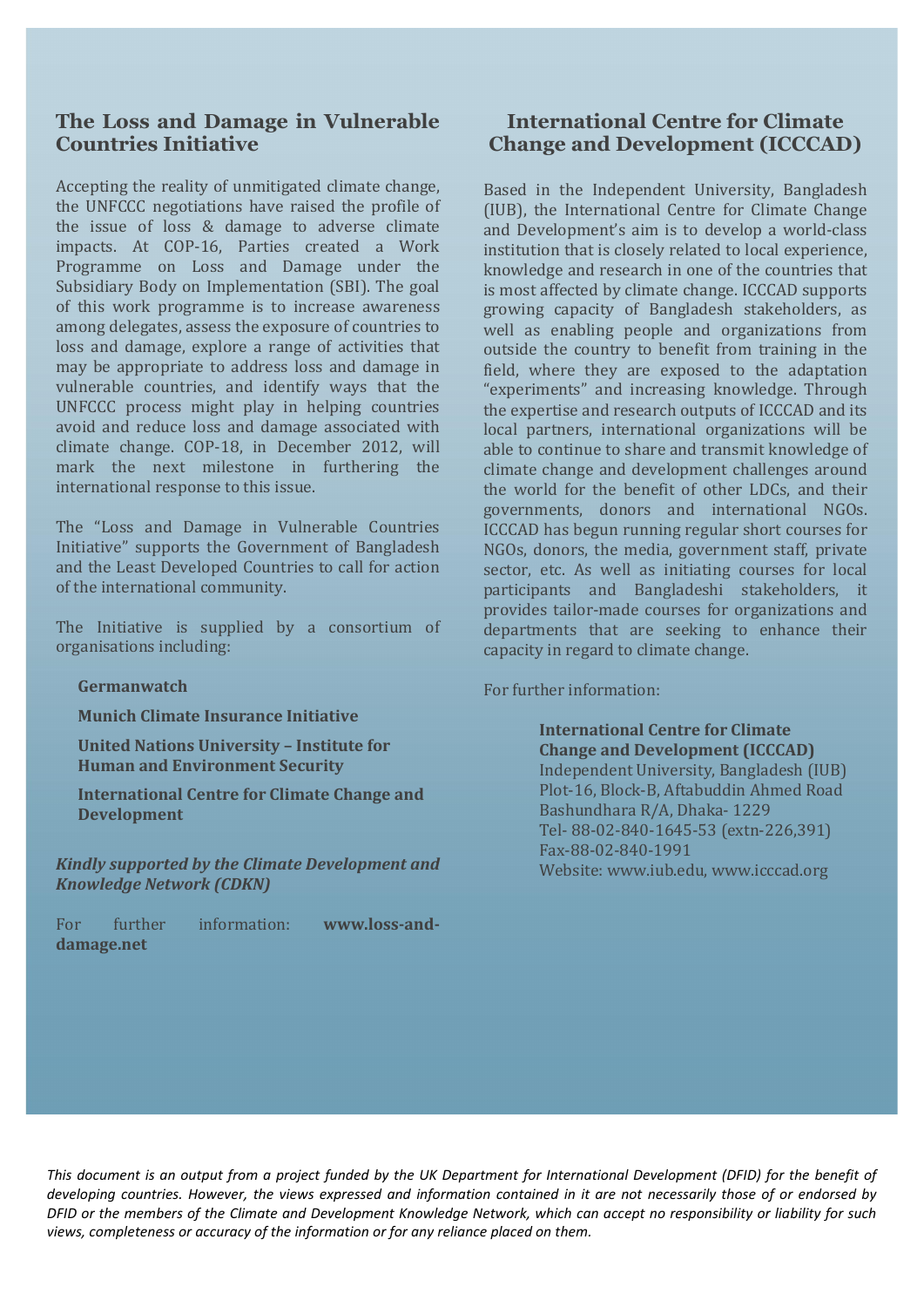## The Loss and Damage in Vulnerable Countries Initiative

Accepting the reality of unmitigated climate change, the UNFCCC negotiations have raised the profile of the issue of loss & damage to adverse climate impacts. At COP-16, Parties created a Work Programme on Loss and Damage under the Subsidiary Body on Implementation (SBI). The goal of this work programme is to increase awareness among delegates, assess the exposure of countries to loss and damage, explore a range of activities that may be appropriate to address loss and damage in vulnerable countries, and identify ways that the UNFCCC process might play in helping countries avoid and reduce loss and damage associated with climate change. COP-18, in December 2012, will mark the next milestone in furthering the international response to this issue.

The "Loss and Damage in Vulnerable Countries Initiative" supports the Government of Bangladesh and the Least Developed Countries to call for action of the international community.

The Initiative is supplied by a consortium of organisations including:

**Germanwatch**

**Munich Climate Insurance Initiative**

**United Nations University – Institute for Human and Environment Security**

**International Centre for Climate Change and Development**

***Kindly supported by the Climate Development and Knowledge Network (CDKN)***

For further information: **www.loss-and-damage.net**

## International Centre for Climate Change and Development (ICCCAD)

Based in the Independent University, Bangladesh (IUB), the International Centre for Climate Change and Development's aim is to develop a world-class institution that is closely related to local experience, knowledge and research in one of the countries that is most affected by climate change. ICCCAD supports growing capacity of Bangladesh stakeholders, as well as enabling people and organizations from outside the country to benefit from training in the field, where they are exposed to the adaptation "experiments" and increasing knowledge. Through the expertise and research outputs of ICCCAD and its local partners, international organizations will be able to continue to share and transmit knowledge of climate change and development challenges around the world for the benefit of other LDCs, and their governments, donors and international NGOs. ICCCAD has begun running regular short courses for NGOs, donors, the media, government staff, private sector, etc. As well as initiating courses for local participants and Bangladeshi stakeholders, it provides tailor-made courses for organizations and departments that are seeking to enhance their capacity in regard to climate change.

For further information:

**International Centre for Climate Change and Development (ICCCAD)**
Independent University, Bangladesh (IUB)
Plot-16, Block-B, Aftabuddin Ahmed Road
Bashundhara R/A, Dhaka- 1229
Tel- 88-02-840-1645-53 (extn-226,391)
Fax-88-02-840-1991
Website: www.iub.edu, www.icccad.org

*This document is an output from a project funded by the UK Department for International Development (DFID) for the benefit of developing countries. However, the views expressed and information contained in it are not necessarily those of or endorsed by DFID or the members of the Climate and Development Knowledge Network, which can accept no responsibility or liability for such views, completeness or accuracy of the information or for any reliance placed on them.*